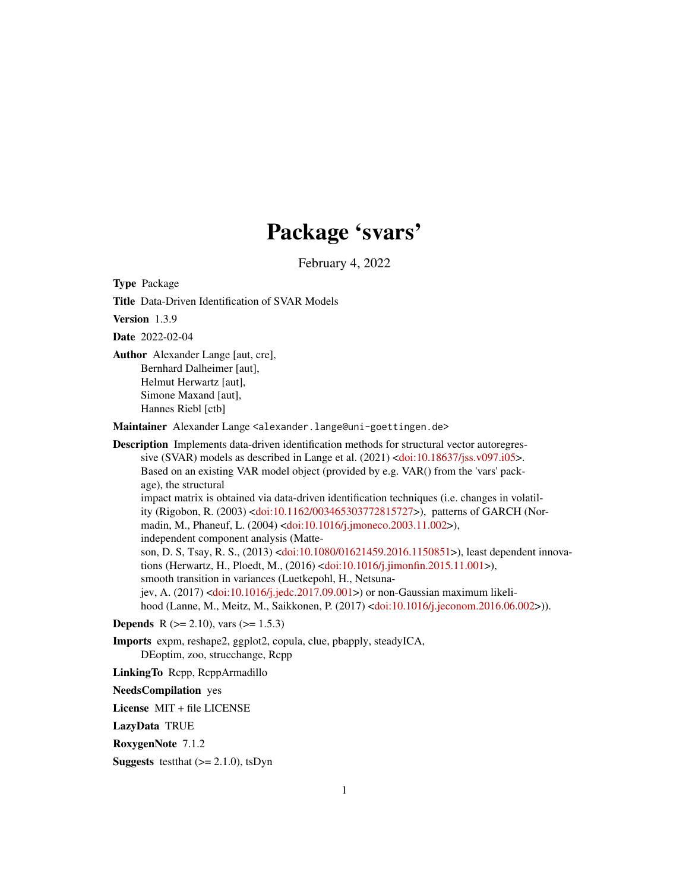# Package 'svars'

February 4, 2022

**Type** Package

**Title** Data-Driven Identification of SVAR Models

**Version** 1.3.9

**Date** 2022-02-04

**Author** Alexander Lange [aut, cre],
Bernhard Dalheimer [aut],
Helmut Herwartz [aut],
Simone Maxand [aut],
Hannes Riebl [ctb]

**Maintainer** Alexander Lange <alexander.lange@uni-goettingen.de>

**Description** Implements data-driven identification methods for structural vector autoregressive (SVAR) models as described in Lange et al. (2021) <doi:10.18637/jss.v097.i05>. Based on an existing VAR model object (provided by e.g. VAR() from the 'vars' package), the structural impact matrix is obtained via data-driven identification techniques (i.e. changes in volatility (Rigobon, R. (2003) <doi:10.1162/003465303772815727>), patterns of GARCH (Normadin, M., Phaneuf, L. (2004) <doi:10.1016/j.jmoneco.2003.11.002>), independent component analysis (Matteson, D. S, Tsay, R. S., (2013) <doi:10.1080/01621459.2016.1150851>), least dependent innovations (Herwartz, H., Ploedt, M., (2016) <doi:10.1016/j.jimonfin.2015.11.001>), smooth transition in variances (Luetkepohl, H., Netsunajev, A. (2017) <doi:10.1016/j.jedc.2017.09.001>) or non-Gaussian maximum likelihood (Lanne, M., Meitz, M., Saikkonen, P. (2017) <doi:10.1016/j.jeconom.2016.06.002>)).

**Depends** R (>= 2.10), vars (>= 1.5.3)

**Imports** expm, reshape2, ggplot2, copula, clue, pbapply, steadyICA, DEoptim, zoo, strucchange, Rcpp

**LinkingTo** Rcpp, RcppArmadillo

**NeedsCompilation** yes

**License** MIT + file LICENSE

**LazyData** TRUE

**RoxygenNote** 7.1.2

**Suggests** testthat (>= 2.1.0), tsDyn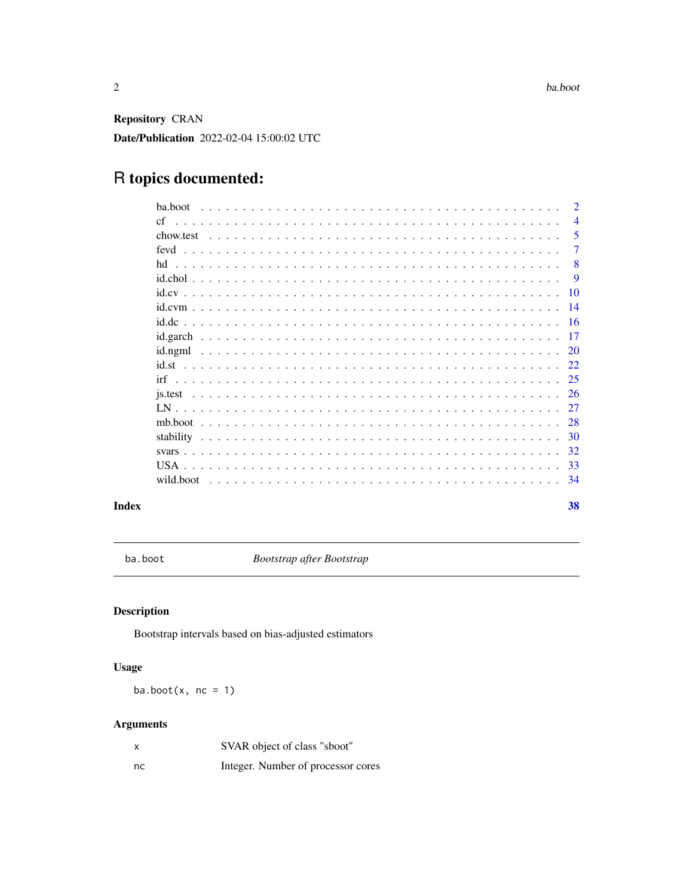**Repository** CRAN

**Date/Publication** 2022-02-04 15:00:02 UTC

# R topics documented:

| | |
|---|---|
| ba.boot | 2 |
| cf | 4 |
| chow.test | 5 |
| fevd | 7 |
| hd | 8 |
| id.chol | 9 |
| id.cv | 10 |
| id.cvm | 14 |
| id.dc | 16 |
| id.garch | 17 |
| id.ngml | 20 |
| id.st | 22 |
| irf | 25 |
| js.test | 26 |
| LN | 27 |
| mb.boot | 28 |
| stability | 30 |
| svars | 32 |
| USA | 33 |
| wild.boot | 34 |

**Index** **38**

---

`ba.boot` *Bootstrap after Bootstrap*

---

## Description

Bootstrap intervals based on bias-adjusted estimators

## Usage

```
ba.boot(x, nc = 1)
```

## Arguments

| | |
|---|---|
| `x` | SVAR object of class "sboot" |
| `nc` | Integer. Number of processor cores |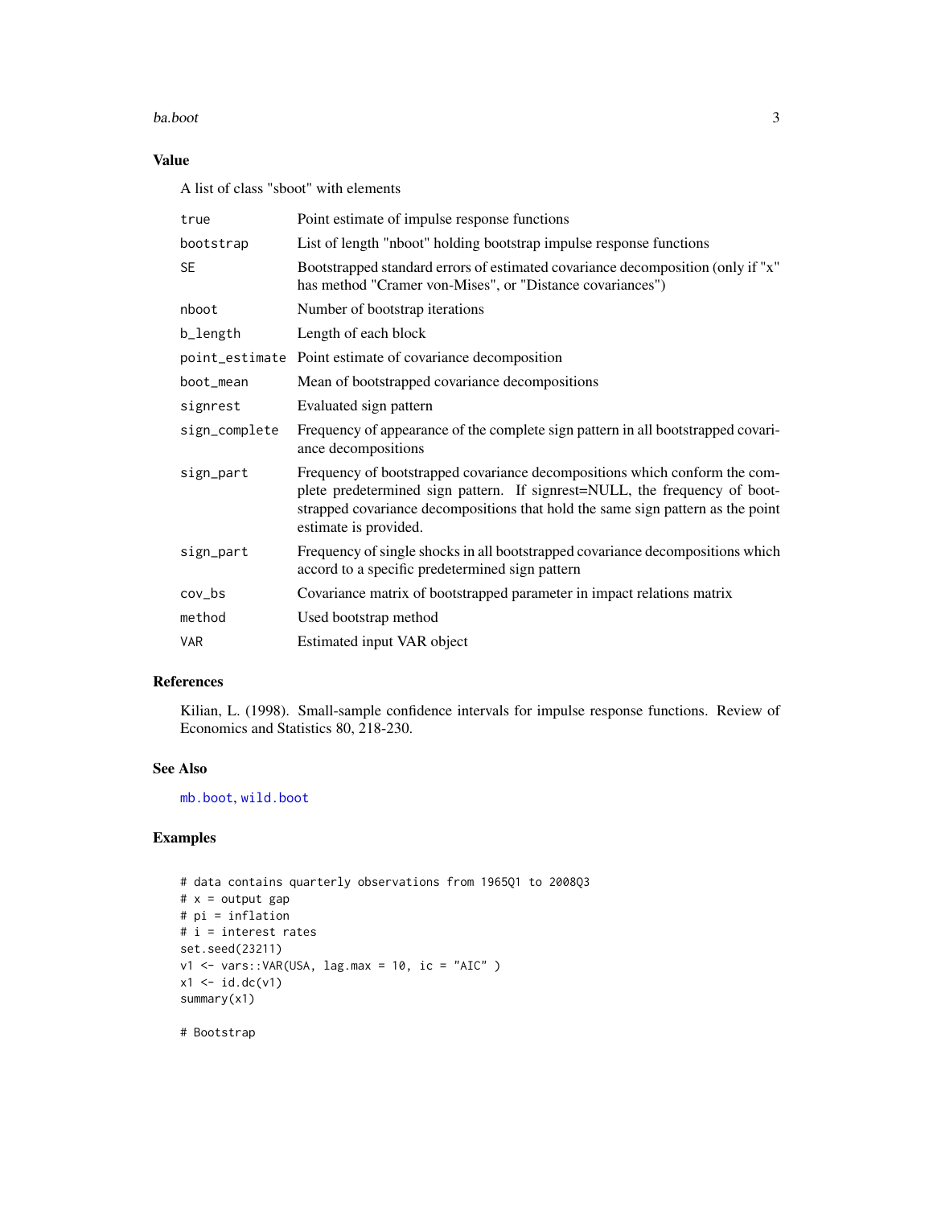## Value

A list of class "sboot" with elements

| | |
|---|---|
| `true` | Point estimate of impulse response functions |
| `bootstrap` | List of length "nboot" holding bootstrap impulse response functions |
| `SE` | Bootstrapped standard errors of estimated covariance decomposition (only if "x" has method "Cramer von-Mises", or "Distance covariances") |
| `nboot` | Number of bootstrap iterations |
| `b_length` | Length of each block |
| `point_estimate` | Point estimate of covariance decomposition |
| `boot_mean` | Mean of bootstrapped covariance decompositions |
| `signrest` | Evaluated sign pattern |
| `sign_complete` | Frequency of appearance of the complete sign pattern in all bootstrapped covariance decompositions |
| `sign_part` | Frequency of bootstrapped covariance decompositions which conform the complete predetermined sign pattern. If signrest=NULL, the frequency of bootstrapped covariance decompositions that hold the same sign pattern as the point estimate is provided. |
| `sign_part` | Frequency of single shocks in all bootstrapped covariance decompositions which accord to a specific predetermined sign pattern |
| `cov_bs` | Covariance matrix of bootstrapped parameter in impact relations matrix |
| `method` | Used bootstrap method |
| `VAR` | Estimated input VAR object |

## References

Kilian, L. (1998). Small-sample confidence intervals for impulse response functions. Review of Economics and Statistics 80, 218-230.

## See Also

mb.boot, wild.boot

## Examples

```
# data contains quarterly observations from 1965Q1 to 2008Q3
# x = output gap
# pi = inflation
# i = interest rates
set.seed(23211)
v1 <- vars::VAR(USA, lag.max = 10, ic = "AIC" )
x1 <- id.dc(v1)
summary(x1)

# Bootstrap
```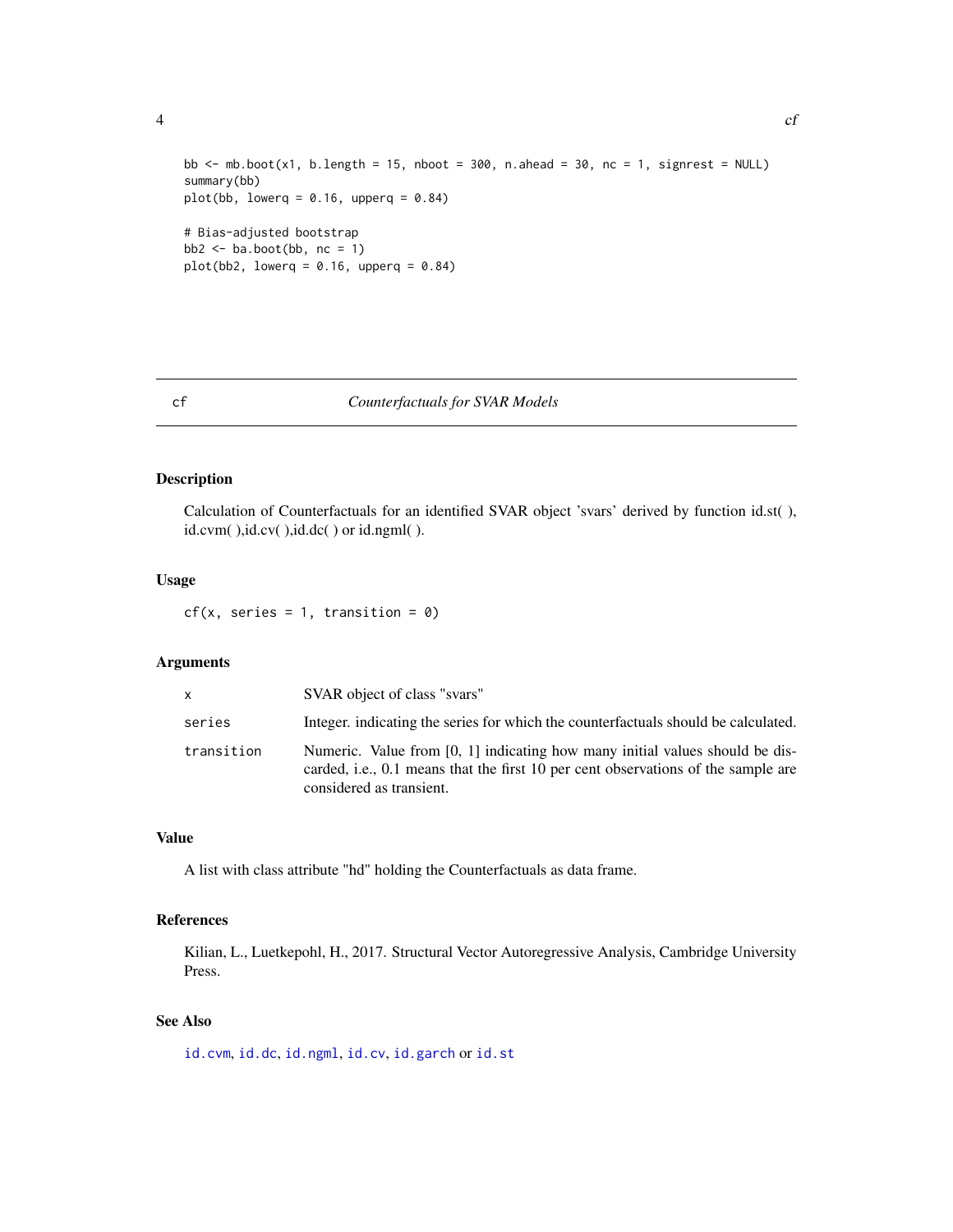```
bb <- mb.boot(x1, b.length = 15, nboot = 300, n.ahead = 30, nc = 1, signrest = NULL)
summary(bb)
plot(bb, lowerq = 0.16, upperq = 0.84)

# Bias-adjusted bootstrap
bb2 <- ba.boot(bb, nc = 1)
plot(bb2, lowerq = 0.16, upperq = 0.84)
```

## cf — *Counterfactuals for SVAR Models*

### Description

Calculation of Counterfactuals for an identified SVAR object 'svars' derived by function id.st( ), id.cvm( ),id.cv( ),id.dc( ) or id.ngml( ).

### Usage

```
cf(x, series = 1, transition = 0)
```

### Arguments

| | |
|---|---|
| `x` | SVAR object of class "svars" |
| `series` | Integer. indicating the series for which the counterfactuals should be calculated. |
| `transition` | Numeric. Value from [0, 1] indicating how many initial values should be discarded, i.e., 0.1 means that the first 10 per cent observations of the sample are considered as transient. |

### Value

A list with class attribute "hd" holding the Counterfactuals as data frame.

### References

Kilian, L., Luetkepohl, H., 2017. Structural Vector Autoregressive Analysis, Cambridge University Press.

### See Also

`id.cvm`, `id.dc`, `id.ngml`, `id.cv`, `id.garch` or `id.st`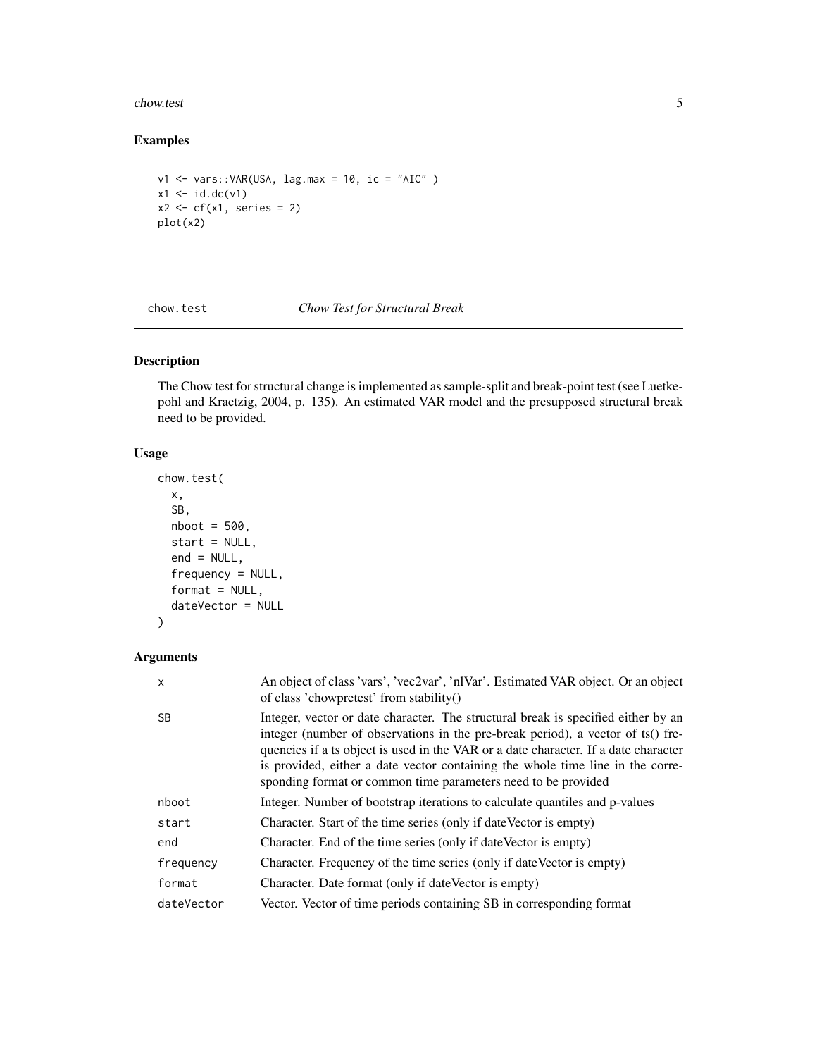## Examples

```
v1 <- vars::VAR(USA, lag.max = 10, ic = "AIC" )
x1 <- id.dc(v1)
x2 <- cf(x1, series = 2)
plot(x2)
```

---

## chow.test *Chow Test for Structural Break*

### Description

The Chow test for structural change is implemented as sample-split and break-point test (see Luetkepohl and Kraetzig, 2004, p. 135). An estimated VAR model and the presupposed structural break need to be provided.

### Usage

```
chow.test(
  x,
  SB,
  nboot = 500,
  start = NULL,
  end = NULL,
  frequency = NULL,
  format = NULL,
  dateVector = NULL
)
```

### Arguments

| | |
|---|---|
| x | An object of class 'vars', 'vec2var', 'nlVar'. Estimated VAR object. Or an object of class 'chowpretest' from stability() |
| SB | Integer, vector or date character. The structural break is specified either by an integer (number of observations in the pre-break period), a vector of ts() frequencies if a ts object is used in the VAR or a date character. If a date character is provided, either a date vector containing the whole time line in the corresponding format or common time parameters need to be provided |
| nboot | Integer. Number of bootstrap iterations to calculate quantiles and p-values |
| start | Character. Start of the time series (only if dateVector is empty) |
| end | Character. End of the time series (only if dateVector is empty) |
| frequency | Character. Frequency of the time series (only if dateVector is empty) |
| format | Character. Date format (only if dateVector is empty) |
| dateVector | Vector. Vector of time periods containing SB in corresponding format |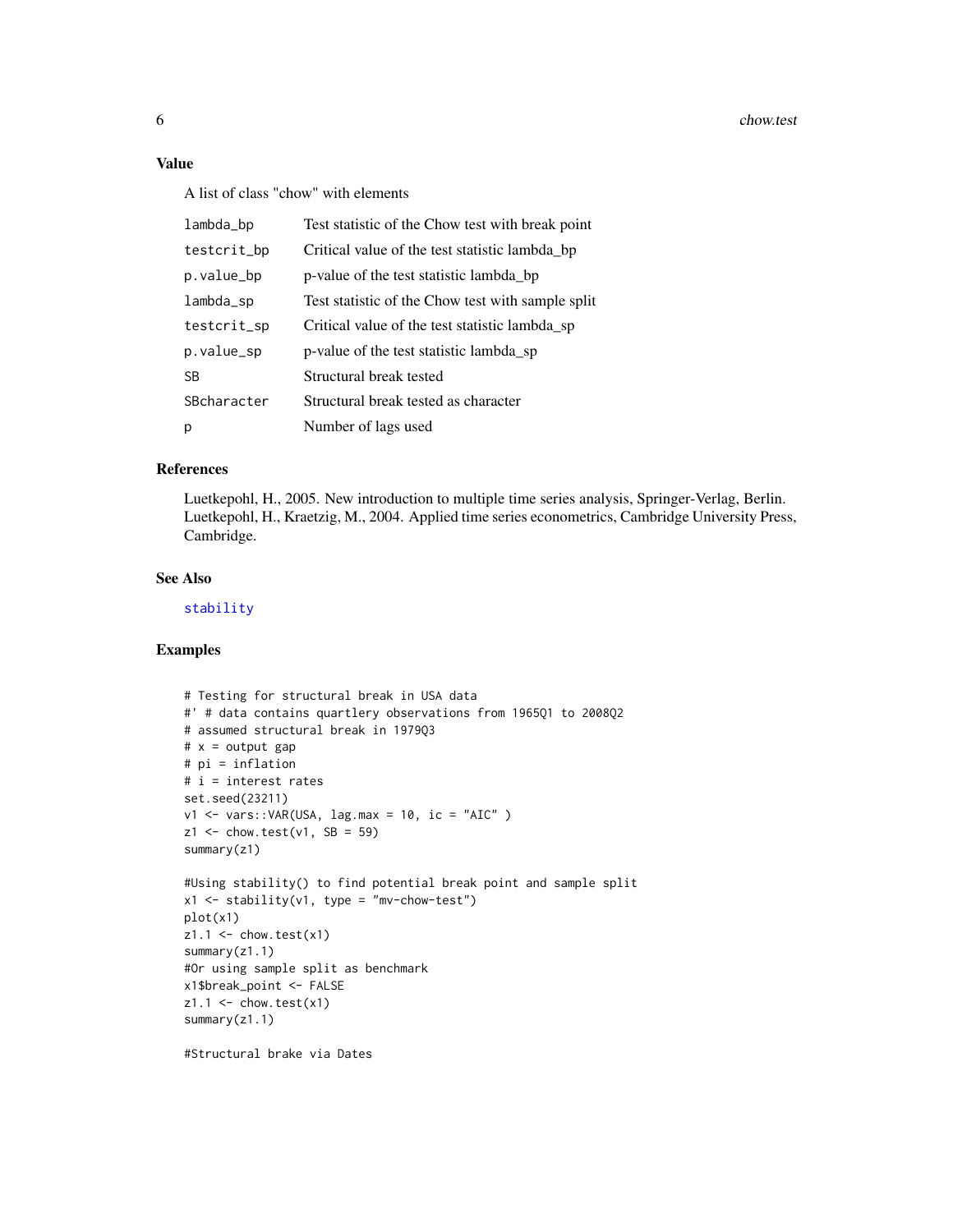## Value

A list of class "chow" with elements

| | |
|---|---|
| lambda_bp | Test statistic of the Chow test with break point |
| testcrit_bp | Critical value of the test statistic lambda_bp |
| p.value_bp | p-value of the test statistic lambda_bp |
| lambda_sp | Test statistic of the Chow test with sample split |
| testcrit_sp | Critical value of the test statistic lambda_sp |
| p.value_sp | p-value of the test statistic lambda_sp |
| SB | Structural break tested |
| SBcharacter | Structural break tested as character |
| p | Number of lags used |

## References

Luetkepohl, H., 2005. New introduction to multiple time series analysis, Springer-Verlag, Berlin.
Luetkepohl, H., Kraetzig, M., 2004. Applied time series econometrics, Cambridge University Press, Cambridge.

## See Also

stability

## Examples

```
# Testing for structural break in USA data
#' # data contains quartlery observations from 1965Q1 to 2008Q2
# assumed structural break in 1979Q3
# x = output gap
# pi = inflation
# i = interest rates
set.seed(23211)
v1 <- vars::VAR(USA, lag.max = 10, ic = "AIC" )
z1 <- chow.test(v1, SB = 59)
summary(z1)

#Using stability() to find potential break point and sample split
x1 <- stability(v1, type = "mv-chow-test")
plot(x1)
z1.1 <- chow.test(x1)
summary(z1.1)
#Or using sample split as benchmark
x1$break_point <- FALSE
z1.1 <- chow.test(x1)
summary(z1.1)

#Structural brake via Dates
```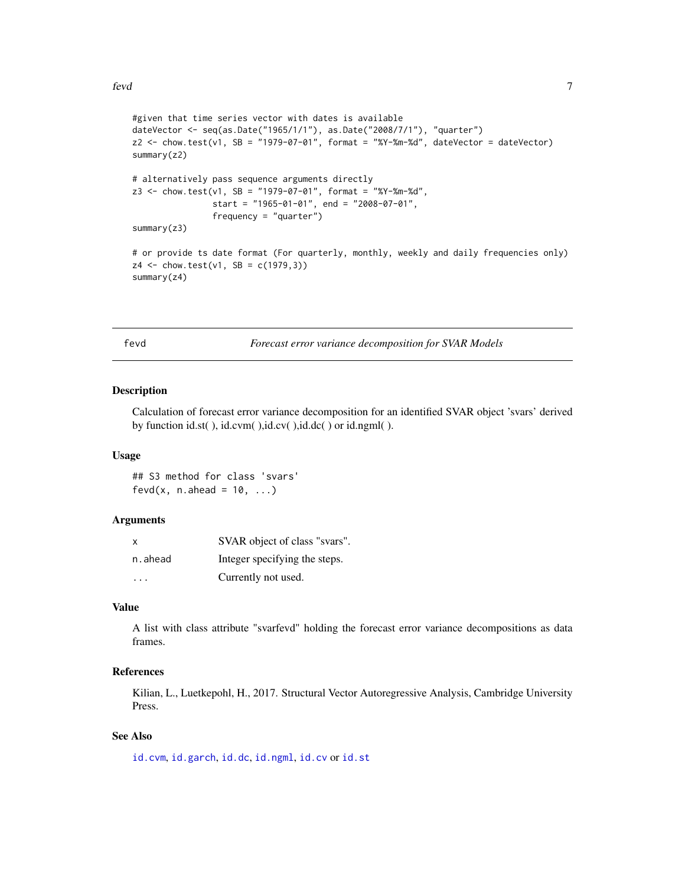```
#given that time series vector with dates is available
dateVector <- seq(as.Date("1965/1/1"), as.Date("2008/7/1"), "quarter")
z2 <- chow.test(v1, SB = "1979-07-01", format = "%Y-%m-%d", dateVector = dateVector)
summary(z2)

# alternatively pass sequence arguments directly
z3 <- chow.test(v1, SB = "1979-07-01", format = "%Y-%m-%d",
                start = "1965-01-01", end = "2008-07-01",
                frequency = "quarter")
summary(z3)

# or provide ts date format (For quarterly, monthly, weekly and daily frequencies only)
z4 <- chow.test(v1, SB = c(1979,3))
summary(z4)
```

## fevd — *Forecast error variance decomposition for SVAR Models*

### Description

Calculation of forecast error variance decomposition for an identified SVAR object 'svars' derived by function id.st( ), id.cvm( ),id.cv( ),id.dc( ) or id.ngml( ).

### Usage

```
## S3 method for class 'svars'
fevd(x, n.ahead = 10, ...)
```

### Arguments

| | |
|---|---|
| `x` | SVAR object of class "svars". |
| `n.ahead` | Integer specifying the steps. |
| `...` | Currently not used. |

### Value

A list with class attribute "svarfevd" holding the forecast error variance decompositions as data frames.

### References

Kilian, L., Luetkepohl, H., 2017. Structural Vector Autoregressive Analysis, Cambridge University Press.

### See Also

`id.cvm`, `id.garch`, `id.dc`, `id.ngml`, `id.cv` or `id.st`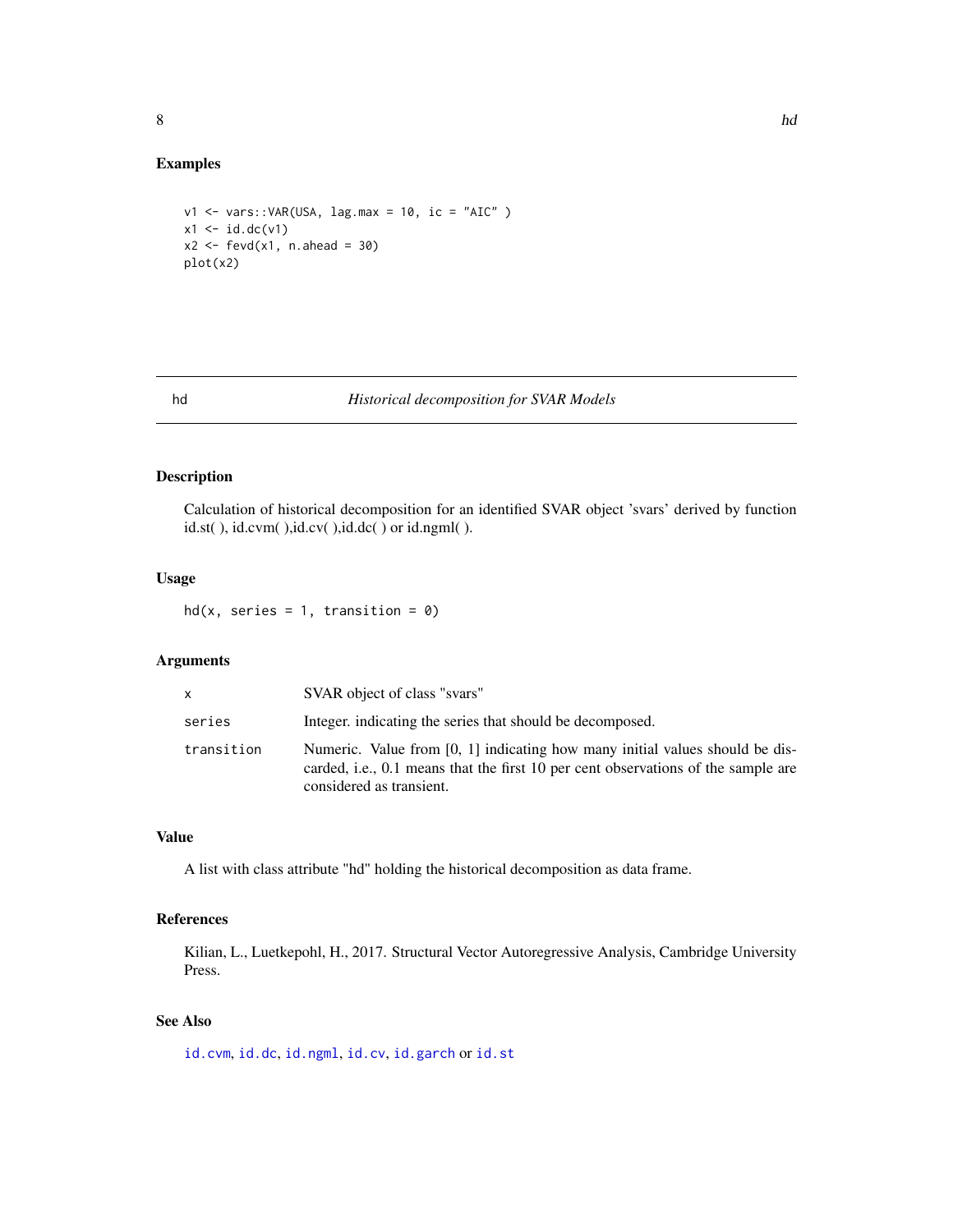## Examples

```
v1 <- vars::VAR(USA, lag.max = 10, ic = "AIC" )
x1 <- id.dc(v1)
x2 <- fevd(x1, n.ahead = 30)
plot(x2)
```

---

# hd — *Historical decomposition for SVAR Models*

### Description

Calculation of historical decomposition for an identified SVAR object 'svars' derived by function id.st( ), id.cvm( ),id.cv( ),id.dc( ) or id.ngml( ).

### Usage

```
hd(x, series = 1, transition = 0)
```

### Arguments

| | |
|---|---|
| `x` | SVAR object of class "svars" |
| `series` | Integer. indicating the series that should be decomposed. |
| `transition` | Numeric. Value from [0, 1] indicating how many initial values should be discarded, i.e., 0.1 means that the first 10 per cent observations of the sample are considered as transient. |

### Value

A list with class attribute "hd" holding the historical decomposition as data frame.

### References

Kilian, L., Luetkepohl, H., 2017. Structural Vector Autoregressive Analysis, Cambridge University Press.

### See Also

`id.cvm`, `id.dc`, `id.ngml`, `id.cv`, `id.garch` or `id.st`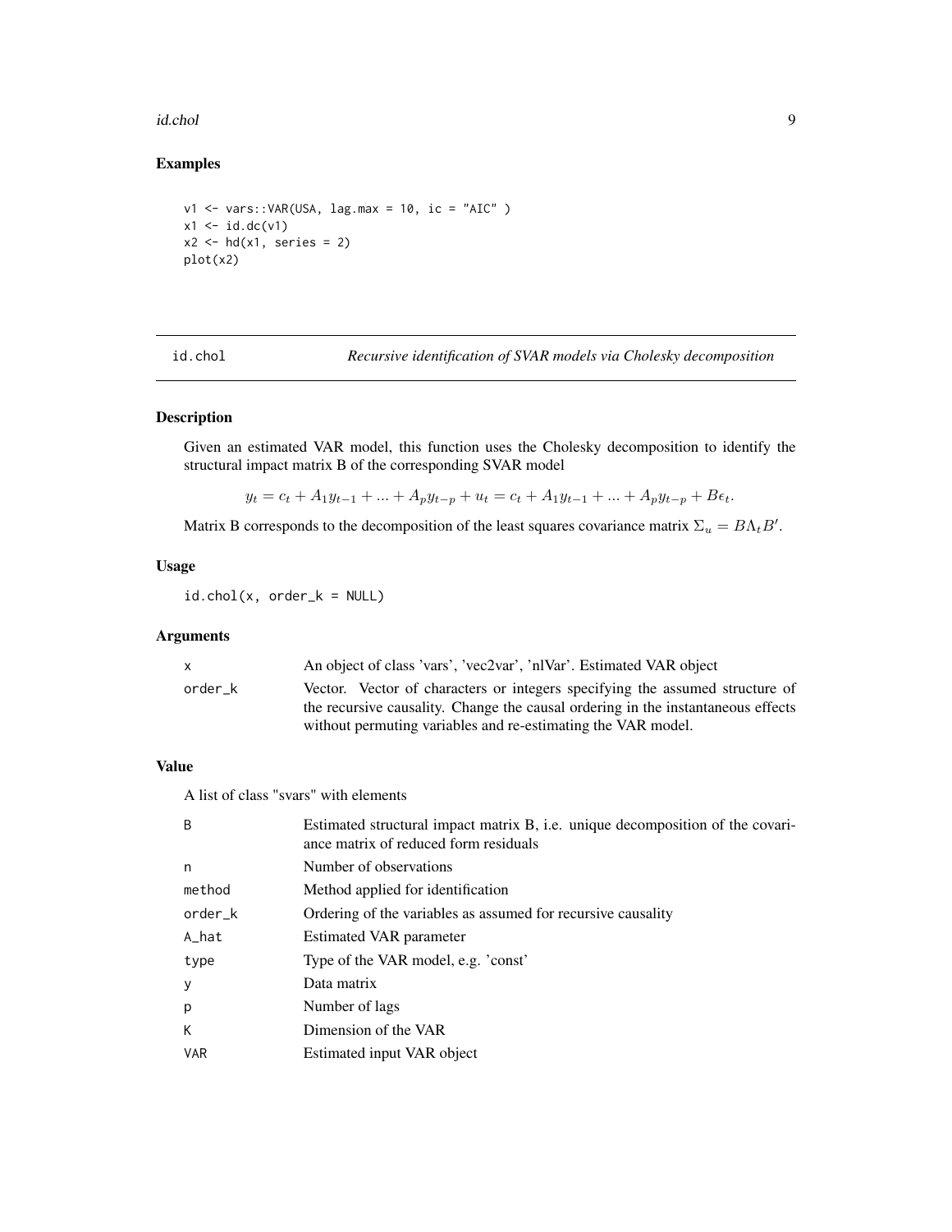### Examples

```
v1 <- vars::VAR(USA, lag.max = 10, ic = "AIC" )
x1 <- id.dc(v1)
x2 <- hd(x1, series = 2)
plot(x2)
```

---

## id.chol *Recursive identification of SVAR models via Cholesky decomposition*

### Description

Given an estimated VAR model, this function uses the Cholesky decomposition to identify the structural impact matrix B of the corresponding SVAR model

$$y_t = c_t + A_1 y_{t-1} + ... + A_p y_{t-p} + u_t = c_t + A_1 y_{t-1} + ... + A_p y_{t-p} + B\epsilon_t.$$

Matrix B corresponds to the decomposition of the least squares covariance matrix $\Sigma_u = B\Lambda_t B'$.

### Usage

```
id.chol(x, order_k = NULL)
```

### Arguments

| | |
|---|---|
| x | An object of class 'vars', 'vec2var', 'nlVar'. Estimated VAR object |
| order_k | Vector. Vector of characters or integers specifying the assumed structure of the recursive causality. Change the causal ordering in the instantaneous effects without permuting variables and re-estimating the VAR model. |

### Value

A list of class "svars" with elements

| | |
|---|---|
| B | Estimated structural impact matrix B, i.e. unique decomposition of the covariance matrix of reduced form residuals |
| n | Number of observations |
| method | Method applied for identification |
| order_k | Ordering of the variables as assumed for recursive causality |
| A_hat | Estimated VAR parameter |
| type | Type of the VAR model, e.g. 'const' |
| y | Data matrix |
| p | Number of lags |
| K | Dimension of the VAR |
| VAR | Estimated input VAR object |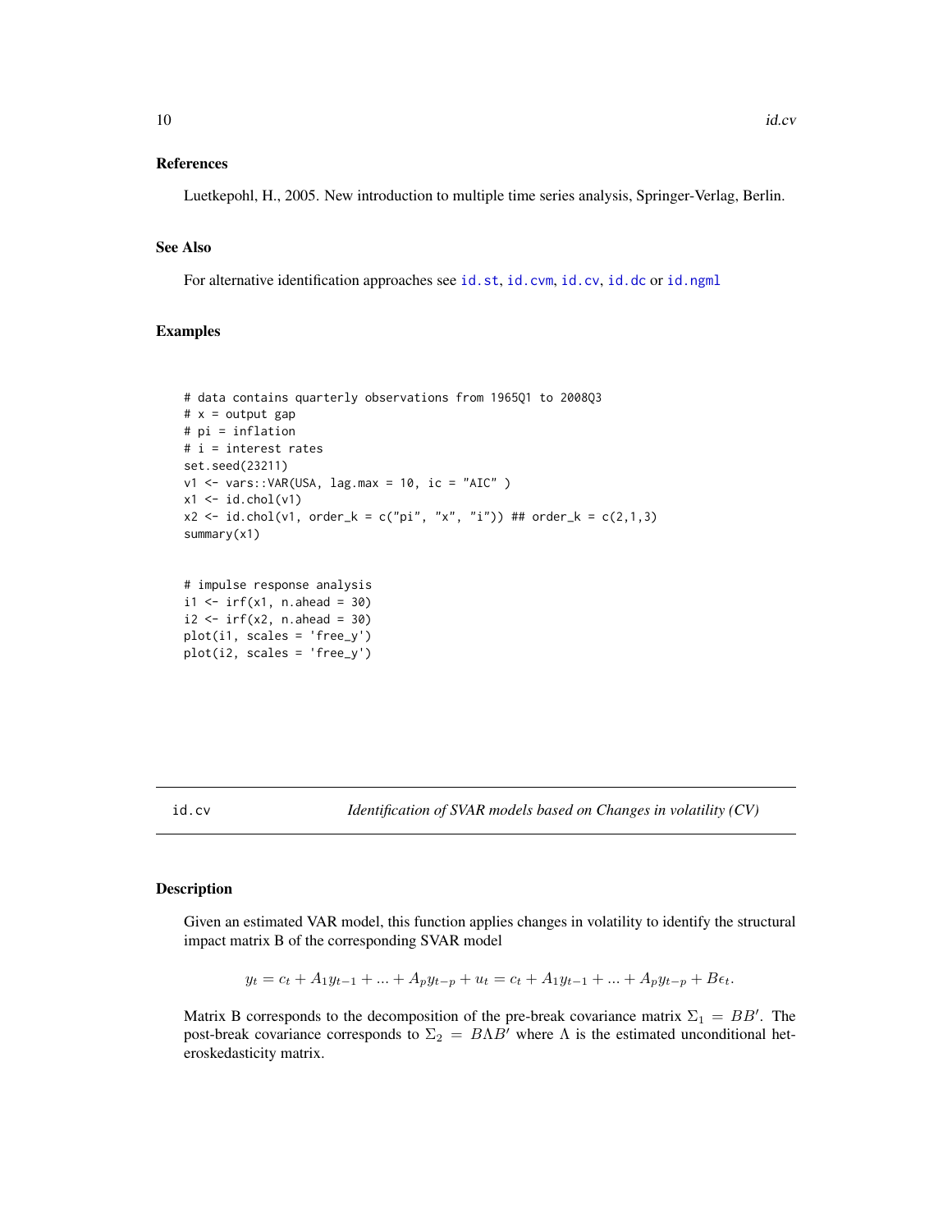### References

Luetkepohl, H., 2005. New introduction to multiple time series analysis, Springer-Verlag, Berlin.

### See Also

For alternative identification approaches see id.st, id.cvm, id.cv, id.dc or id.ngml

### Examples

```
# data contains quarterly observations from 1965Q1 to 2008Q3
# x = output gap
# pi = inflation
# i = interest rates
set.seed(23211)
v1 <- vars::VAR(USA, lag.max = 10, ic = "AIC" )
x1 <- id.chol(v1)
x2 <- id.chol(v1, order_k = c("pi", "x", "i")) ## order_k = c(2,1,3)
summary(x1)


# impulse response analysis
i1 <- irf(x1, n.ahead = 30)
i2 <- irf(x2, n.ahead = 30)
plot(i1, scales = 'free_y')
plot(i2, scales = 'free_y')
```

---

## id.cv — *Identification of SVAR models based on Changes in volatility (CV)*

### Description

Given an estimated VAR model, this function applies changes in volatility to identify the structural impact matrix B of the corresponding SVAR model

$$y_t = c_t + A_1 y_{t-1} + ... + A_p y_{t-p} + u_t = c_t + A_1 y_{t-1} + ... + A_p y_{t-p} + B\epsilon_t.$$

Matrix B corresponds to the decomposition of the pre-break covariance matrix $\Sigma_1 = BB'$. The post-break covariance corresponds to $\Sigma_2 = B\Lambda B'$ where $\Lambda$ is the estimated unconditional heteroskedasticity matrix.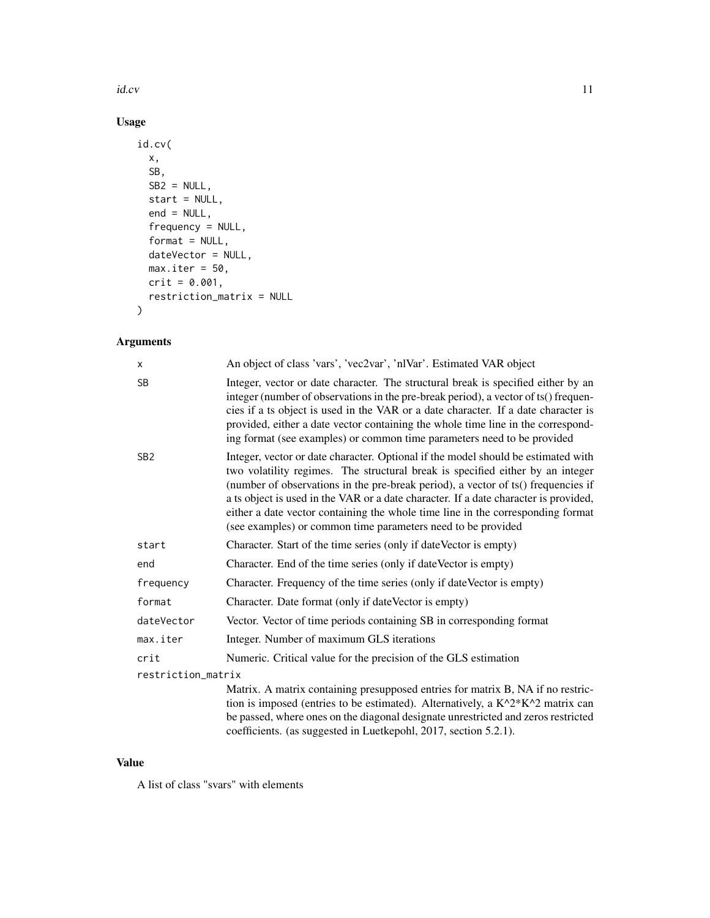## Usage

```
id.cv(
  x,
  SB,
  SB2 = NULL,
  start = NULL,
  end = NULL,
  frequency = NULL,
  format = NULL,
  dateVector = NULL,
  max.iter = 50,
  crit = 0.001,
  restriction_matrix = NULL
)
```

## Arguments

| Argument | Description |
| --- | --- |
| x | An object of class 'vars', 'vec2var', 'nlVar'. Estimated VAR object |
| SB | Integer, vector or date character. The structural break is specified either by an integer (number of observations in the pre-break period), a vector of ts() frequencies if a ts object is used in the VAR or a date character. If a date character is provided, either a date vector containing the whole time line in the corresponding format (see examples) or common time parameters need to be provided |
| SB2 | Integer, vector or date character. Optional if the model should be estimated with two volatility regimes. The structural break is specified either by an integer (number of observations in the pre-break period), a vector of ts() frequencies if a ts object is used in the VAR or a date character. If a date character is provided, either a date vector containing the whole time line in the corresponding format (see examples) or common time parameters need to be provided |
| start | Character. Start of the time series (only if dateVector is empty) |
| end | Character. End of the time series (only if dateVector is empty) |
| frequency | Character. Frequency of the time series (only if dateVector is empty) |
| format | Character. Date format (only if dateVector is empty) |
| dateVector | Vector. Vector of time periods containing SB in corresponding format |
| max.iter | Integer. Number of maximum GLS iterations |
| crit | Numeric. Critical value for the precision of the GLS estimation |
| restriction_matrix | Matrix. A matrix containing presupposed entries for matrix B, NA if no restriction is imposed (entries to be estimated). Alternatively, a K^2*K^2 matrix can be passed, where ones on the diagonal designate unrestricted and zeros restricted coefficients. (as suggested in Luetkepohl, 2017, section 5.2.1). |

## Value

A list of class "svars" with elements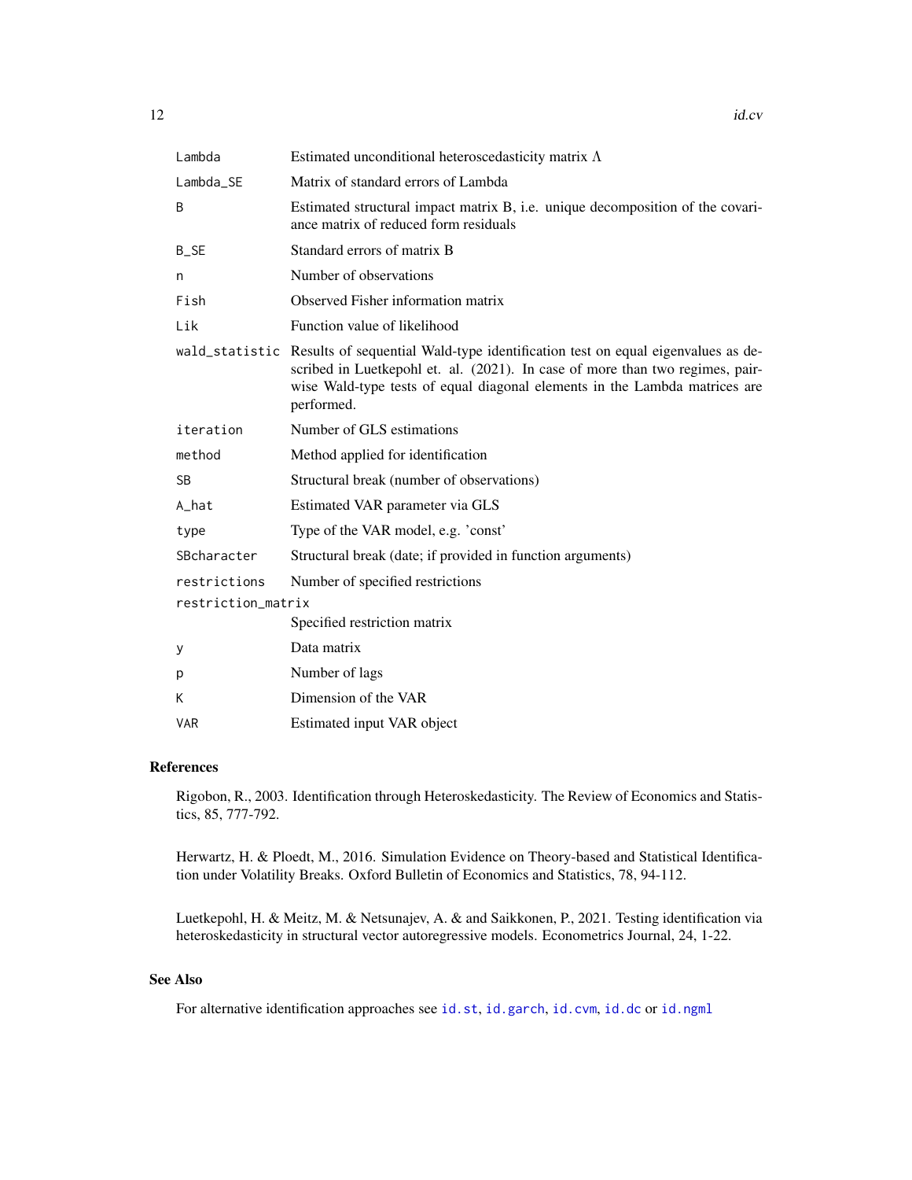| | |
|---|---|
| `Lambda` | Estimated unconditional heteroscedasticity matrix $\Lambda$ |
| `Lambda_SE` | Matrix of standard errors of Lambda |
| `B` | Estimated structural impact matrix B, i.e. unique decomposition of the covariance matrix of reduced form residuals |
| `B_SE` | Standard errors of matrix B |
| `n` | Number of observations |
| `Fish` | Observed Fisher information matrix |
| `Lik` | Function value of likelihood |
| `wald_statistic` | Results of sequential Wald-type identification test on equal eigenvalues as described in Luetkepohl et. al. (2021). In case of more than two regimes, pairwise Wald-type tests of equal diagonal elements in the Lambda matrices are performed. |
| `iteration` | Number of GLS estimations |
| `method` | Method applied for identification |
| `SB` | Structural break (number of observations) |
| `A_hat` | Estimated VAR parameter via GLS |
| `type` | Type of the VAR model, e.g. 'const' |
| `SBcharacter` | Structural break (date; if provided in function arguments) |
| `restrictions` | Number of specified restrictions |
| `restriction_matrix` | Specified restriction matrix |
| `y` | Data matrix |
| `p` | Number of lags |
| `K` | Dimension of the VAR |
| `VAR` | Estimated input VAR object |

## References

Rigobon, R., 2003. Identification through Heteroskedasticity. The Review of Economics and Statistics, 85, 777-792.

Herwartz, H. & Ploedt, M., 2016. Simulation Evidence on Theory-based and Statistical Identification under Volatility Breaks. Oxford Bulletin of Economics and Statistics, 78, 94-112.

Luetkepohl, H. & Meitz, M. & Netsunajev, A. & and Saikkonen, P., 2021. Testing identification via heteroskedasticity in structural vector autoregressive models. Econometrics Journal, 24, 1-22.

## See Also

For alternative identification approaches see `id.st`, `id.garch`, `id.cvm`, `id.dc` or `id.ngml`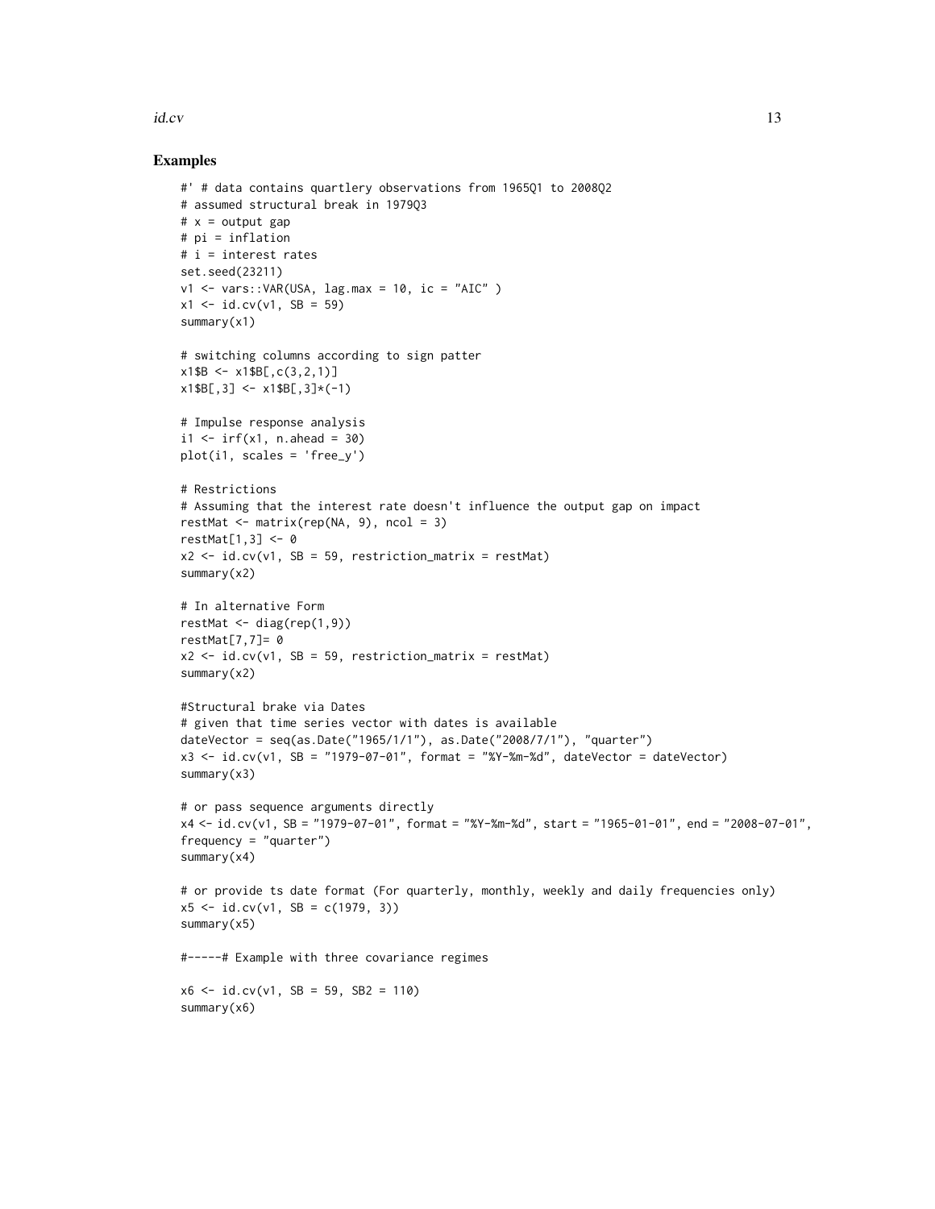## Examples

```
#' # data contains quartlery observations from 1965Q1 to 2008Q2
# assumed structural break in 1979Q3
# x = output gap
# pi = inflation
# i = interest rates
set.seed(23211)
v1 <- vars::VAR(USA, lag.max = 10, ic = "AIC" )
x1 <- id.cv(v1, SB = 59)
summary(x1)

# switching columns according to sign patter
x1$B <- x1$B[,c(3,2,1)]
x1$B[,3] <- x1$B[,3]*(-1)

# Impulse response analysis
i1 <- irf(x1, n.ahead = 30)
plot(i1, scales = 'free_y')

# Restrictions
# Assuming that the interest rate doesn't influence the output gap on impact
restMat <- matrix(rep(NA, 9), ncol = 3)
restMat[1,3] <- 0
x2 <- id.cv(v1, SB = 59, restriction_matrix = restMat)
summary(x2)

# In alternative Form
restMat <- diag(rep(1,9))
restMat[7,7]= 0
x2 <- id.cv(v1, SB = 59, restriction_matrix = restMat)
summary(x2)

#Structural brake via Dates
# given that time series vector with dates is available
dateVector = seq(as.Date("1965/1/1"), as.Date("2008/7/1"), "quarter")
x3 <- id.cv(v1, SB = "1979-07-01", format = "%Y-%m-%d", dateVector = dateVector)
summary(x3)

# or pass sequence arguments directly
x4 <- id.cv(v1, SB = "1979-07-01", format = "%Y-%m-%d", start = "1965-01-01", end = "2008-07-01",
frequency = "quarter")
summary(x4)

# or provide ts date format (For quarterly, monthly, weekly and daily frequencies only)
x5 <- id.cv(v1, SB = c(1979, 3))
summary(x5)

#-----# Example with three covariance regimes

x6 <- id.cv(v1, SB = 59, SB2 = 110)
summary(x6)
```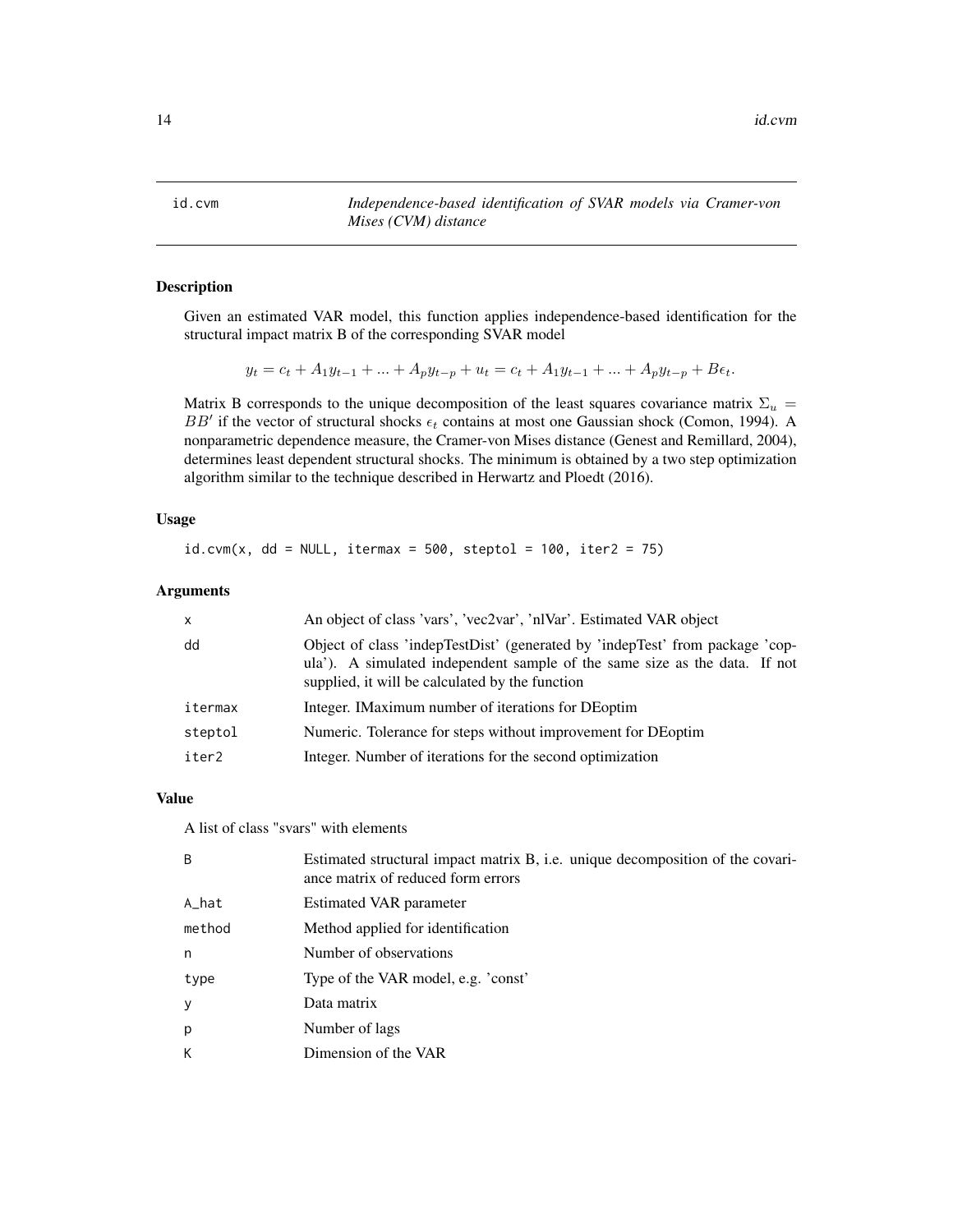# id.cvm

*Independence-based identification of SVAR models via Cramer-von Mises (CVM) distance*

## Description

Given an estimated VAR model, this function applies independence-based identification for the structural impact matrix B of the corresponding SVAR model

$$y_t = c_t + A_1 y_{t-1} + ... + A_p y_{t-p} + u_t = c_t + A_1 y_{t-1} + ... + A_p y_{t-p} + B\epsilon_t.$$

Matrix B corresponds to the unique decomposition of the least squares covariance matrix $\Sigma_u = BB'$ if the vector of structural shocks $\epsilon_t$ contains at most one Gaussian shock (Comon, 1994). A nonparametric dependence measure, the Cramer-von Mises distance (Genest and Remillard, 2004), determines least dependent structural shocks. The minimum is obtained by a two step optimization algorithm similar to the technique described in Herwartz and Ploedt (2016).

## Usage

```
id.cvm(x, dd = NULL, itermax = 500, steptol = 100, iter2 = 75)
```

## Arguments

| | |
|---|---|
| x | An object of class 'vars', 'vec2var', 'nlVar'. Estimated VAR object |
| dd | Object of class 'indepTestDist' (generated by 'indepTest' from package 'copula'). A simulated independent sample of the same size as the data. If not supplied, it will be calculated by the function |
| itermax | Integer. IMaximum number of iterations for DEoptim |
| steptol | Numeric. Tolerance for steps without improvement for DEoptim |
| iter2 | Integer. Number of iterations for the second optimization |

## Value

A list of class "svars" with elements

| | |
|---|---|
| B | Estimated structural impact matrix B, i.e. unique decomposition of the covariance matrix of reduced form errors |
| A_hat | Estimated VAR parameter |
| method | Method applied for identification |
| n | Number of observations |
| type | Type of the VAR model, e.g. 'const' |
| y | Data matrix |
| p | Number of lags |
| K | Dimension of the VAR |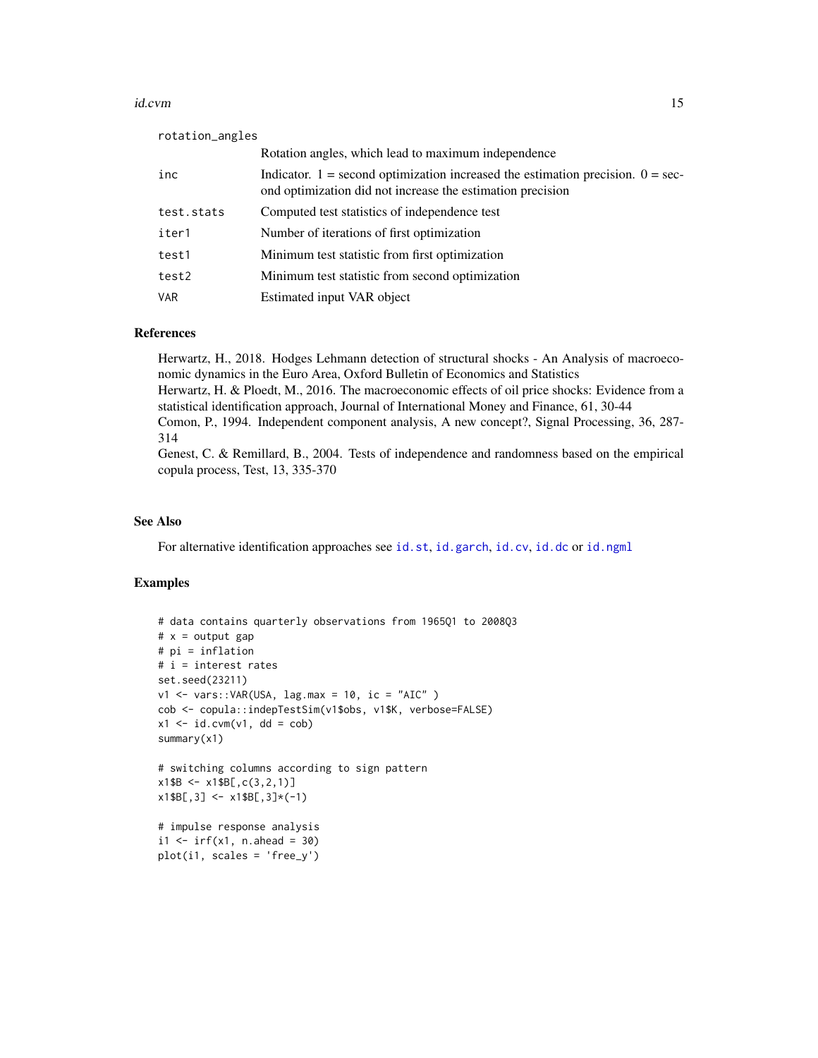| | |
|---|---|
| rotation_angles | Rotation angles, which lead to maximum independence |
| inc | Indicator. 1 = second optimization increased the estimation precision. 0 = second optimization did not increase the estimation precision |
| test.stats | Computed test statistics of independence test |
| iter1 | Number of iterations of first optimization |
| test1 | Minimum test statistic from first optimization |
| test2 | Minimum test statistic from second optimization |
| VAR | Estimated input VAR object |

### References

Herwartz, H., 2018. Hodges Lehmann detection of structural shocks - An Analysis of macroeconomic dynamics in the Euro Area, Oxford Bulletin of Economics and Statistics
Herwartz, H. & Ploedt, M., 2016. The macroeconomic effects of oil price shocks: Evidence from a statistical identification approach, Journal of International Money and Finance, 61, 30-44
Comon, P., 1994. Independent component analysis, A new concept?, Signal Processing, 36, 287-314
Genest, C. & Remillard, B., 2004. Tests of independence and randomness based on the empirical copula process, Test, 13, 335-370

### See Also

For alternative identification approaches see id.st, id.garch, id.cv, id.dc or id.ngml

### Examples

```
# data contains quarterly observations from 1965Q1 to 2008Q3
# x = output gap
# pi = inflation
# i = interest rates
set.seed(23211)
v1 <- vars::VAR(USA, lag.max = 10, ic = "AIC" )
cob <- copula::indepTestSim(v1$obs, v1$K, verbose=FALSE)
x1 <- id.cvm(v1, dd = cob)
summary(x1)

# switching columns according to sign pattern
x1$B <- x1$B[,c(3,2,1)]
x1$B[,3] <- x1$B[,3]*(-1)

# impulse response analysis
i1 <- irf(x1, n.ahead = 30)
plot(i1, scales = 'free_y')
```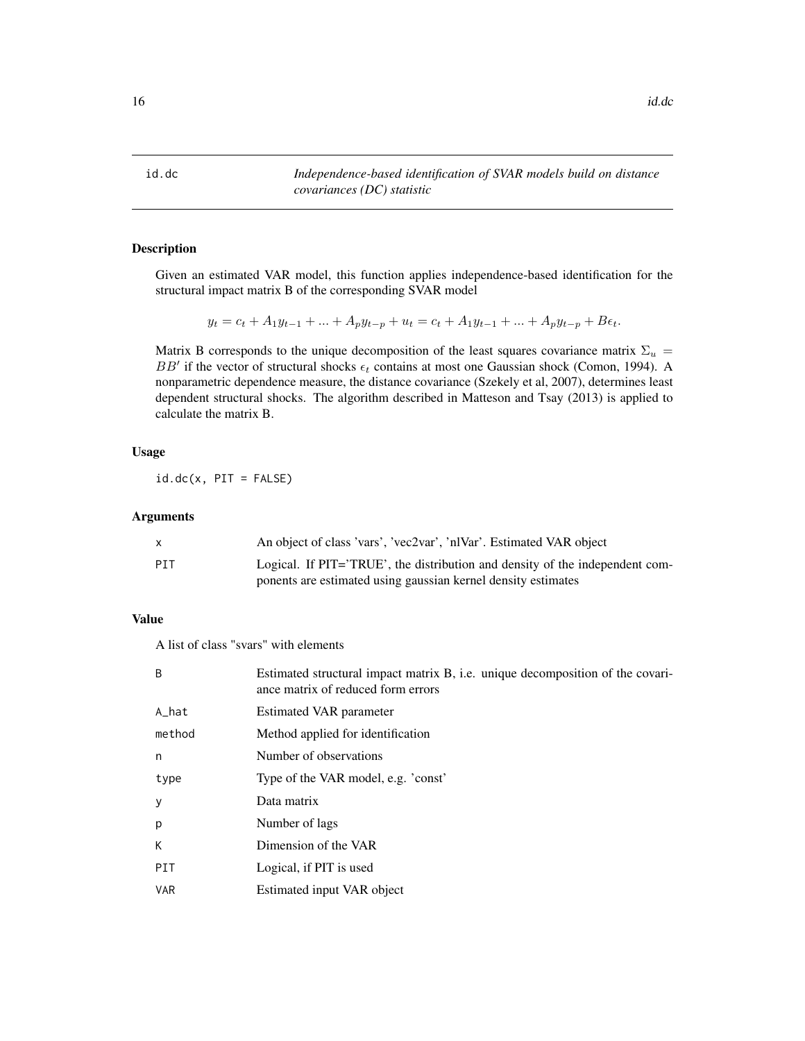# id.dc

*Independence-based identification of SVAR models build on distance covariances (DC) statistic*

## Description

Given an estimated VAR model, this function applies independence-based identification for the structural impact matrix B of the corresponding SVAR model

$$y_t = c_t + A_1 y_{t-1} + ... + A_p y_{t-p} + u_t = c_t + A_1 y_{t-1} + ... + A_p y_{t-p} + B\epsilon_t.$$

Matrix B corresponds to the unique decomposition of the least squares covariance matrix $\Sigma_u = BB'$ if the vector of structural shocks $\epsilon_t$ contains at most one Gaussian shock (Comon, 1994). A nonparametric dependence measure, the distance covariance (Szekely et al, 2007), determines least dependent structural shocks. The algorithm described in Matteson and Tsay (2013) is applied to calculate the matrix B.

## Usage

```
id.dc(x, PIT = FALSE)
```

## Arguments

| | |
|---|---|
| x | An object of class 'vars', 'vec2var', 'nlVar'. Estimated VAR object |
| PIT | Logical. If PIT='TRUE', the distribution and density of the independent components are estimated using gaussian kernel density estimates |

## Value

A list of class "svars" with elements

| | |
|---|---|
| B | Estimated structural impact matrix B, i.e. unique decomposition of the covariance matrix of reduced form errors |
| A_hat | Estimated VAR parameter |
| method | Method applied for identification |
| n | Number of observations |
| type | Type of the VAR model, e.g. 'const' |
| y | Data matrix |
| p | Number of lags |
| K | Dimension of the VAR |
| PIT | Logical, if PIT is used |
| VAR | Estimated input VAR object |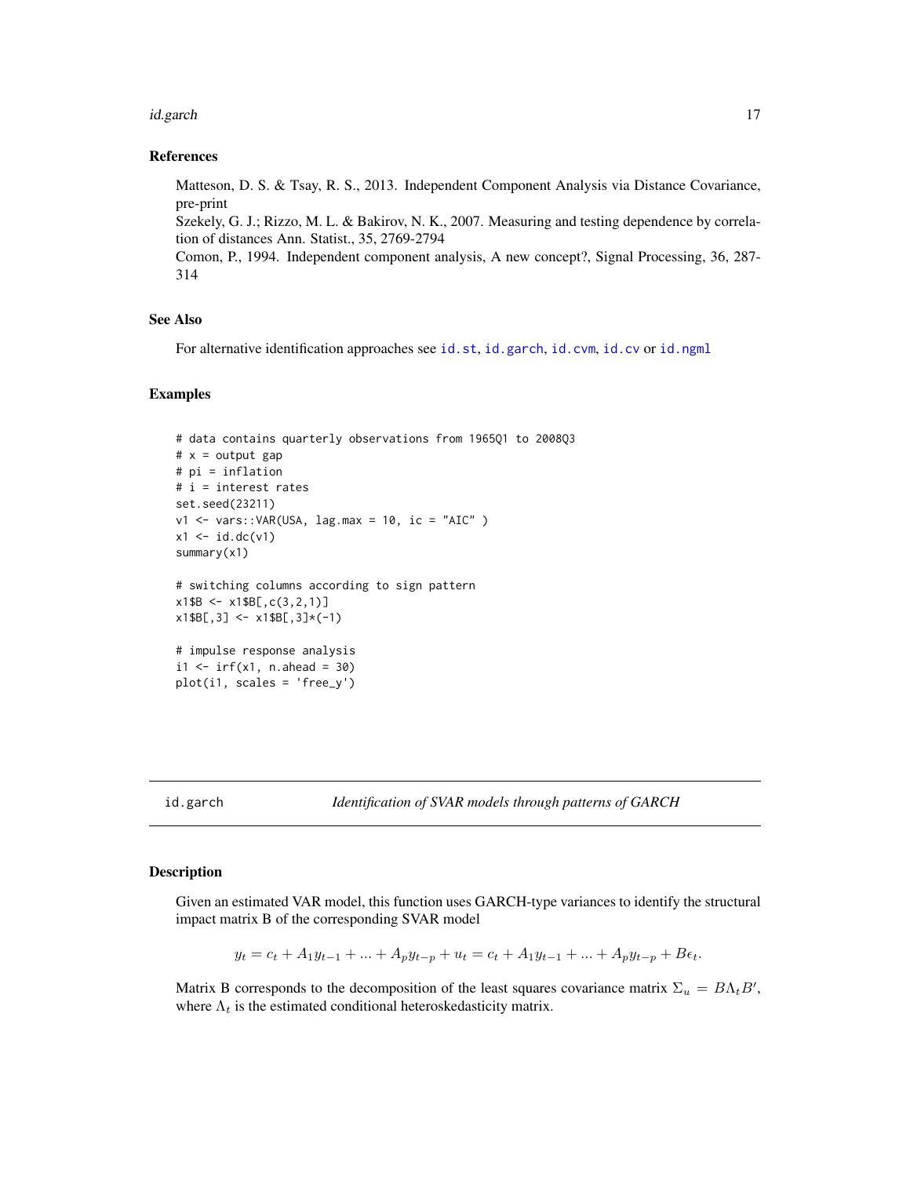### References

Matteson, D. S. & Tsay, R. S., 2013. Independent Component Analysis via Distance Covariance, pre-print
Szekely, G. J.; Rizzo, M. L. & Bakirov, N. K., 2007. Measuring and testing dependence by correlation of distances Ann. Statist., 35, 2769-2794
Comon, P., 1994. Independent component analysis, A new concept?, Signal Processing, 36, 287-314

### See Also

For alternative identification approaches see `id.st`, `id.garch`, `id.cvm`, `id.cv` or `id.ngml`

### Examples

```
# data contains quarterly observations from 1965Q1 to 2008Q3
# x = output gap
# pi = inflation
# i = interest rates
set.seed(23211)
v1 <- vars::VAR(USA, lag.max = 10, ic = "AIC" )
x1 <- id.dc(v1)
summary(x1)

# switching columns according to sign pattern
x1$B <- x1$B[,c(3,2,1)]
x1$B[,3] <- x1$B[,3]*(-1)

# impulse response analysis
i1 <- irf(x1, n.ahead = 30)
plot(i1, scales = 'free_y')
```

---

## id.garch *Identification of SVAR models through patterns of GARCH*

### Description

Given an estimated VAR model, this function uses GARCH-type variances to identify the structural impact matrix B of the corresponding SVAR model

$$y_t = c_t + A_1 y_{t-1} + ... + A_p y_{t-p} + u_t = c_t + A_1 y_{t-1} + ... + A_p y_{t-p} + B\epsilon_t.$$

Matrix B corresponds to the decomposition of the least squares covariance matrix $\Sigma_u = B\Lambda_t B'$, where $\Lambda_t$ is the estimated conditional heteroskedasticity matrix.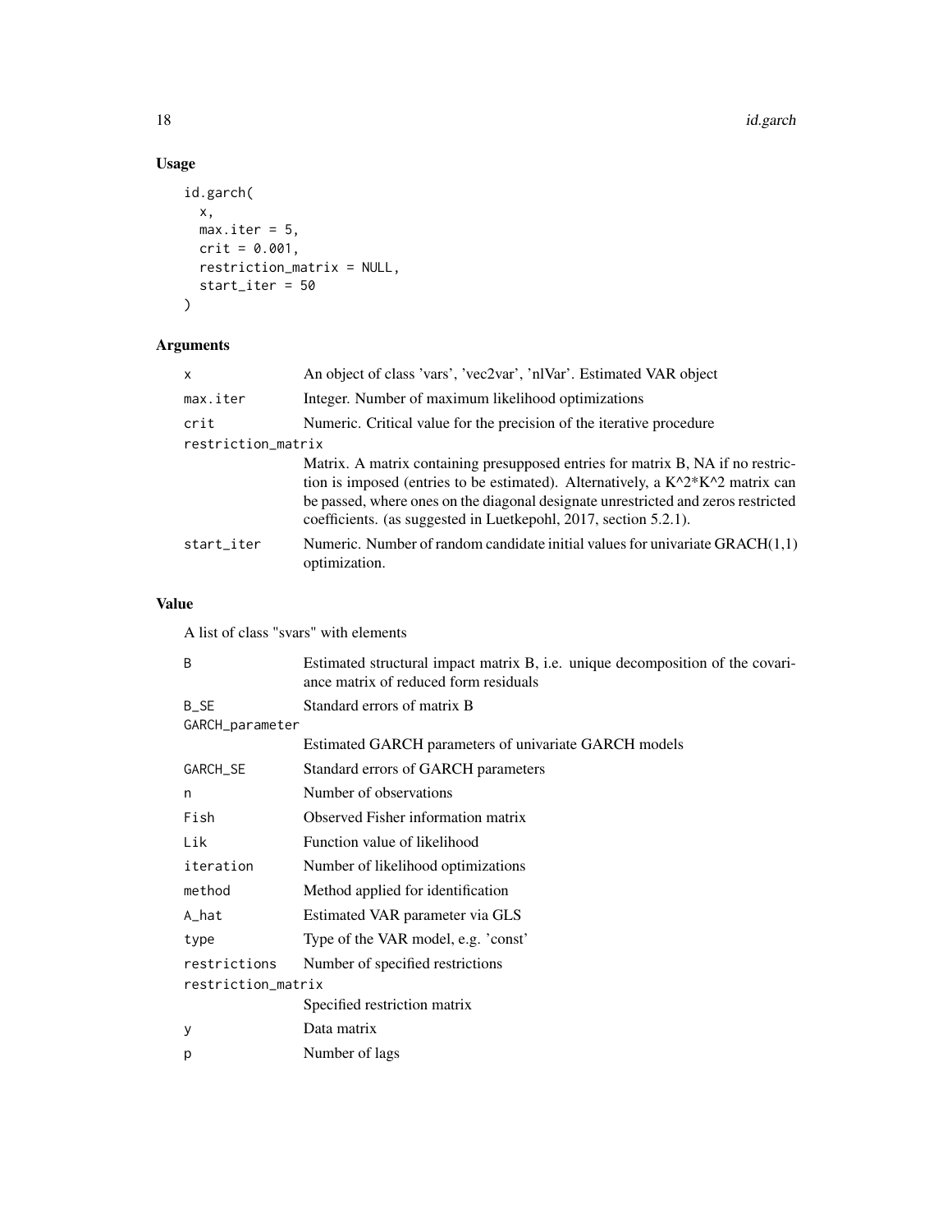## Usage

```
id.garch(
  x,
  max.iter = 5,
  crit = 0.001,
  restriction_matrix = NULL,
  start_iter = 50
)
```

## Arguments

| | |
|---|---|
| x | An object of class 'vars', 'vec2var', 'nlVar'. Estimated VAR object |
| max.iter | Integer. Number of maximum likelihood optimizations |
| crit | Numeric. Critical value for the precision of the iterative procedure |
| restriction_matrix | Matrix. A matrix containing presupposed entries for matrix B, NA if no restriction is imposed (entries to be estimated). Alternatively, a K^2*K^2 matrix can be passed, where ones on the diagonal designate unrestricted and zeros restricted coefficients. (as suggested in Luetkepohl, 2017, section 5.2.1). |
| start_iter | Numeric. Number of random candidate initial values for univariate GRACH(1,1) optimization. |

## Value

A list of class "svars" with elements

| | |
|---|---|
| B | Estimated structural impact matrix B, i.e. unique decomposition of the covariance matrix of reduced form residuals |
| B_SE | Standard errors of matrix B |
| GARCH_parameter | Estimated GARCH parameters of univariate GARCH models |
| GARCH_SE | Standard errors of GARCH parameters |
| n | Number of observations |
| Fish | Observed Fisher information matrix |
| Lik | Function value of likelihood |
| iteration | Number of likelihood optimizations |
| method | Method applied for identification |
| A_hat | Estimated VAR parameter via GLS |
| type | Type of the VAR model, e.g. 'const' |
| restrictions | Number of specified restrictions |
| restriction_matrix | Specified restriction matrix |
| y | Data matrix |
| p | Number of lags |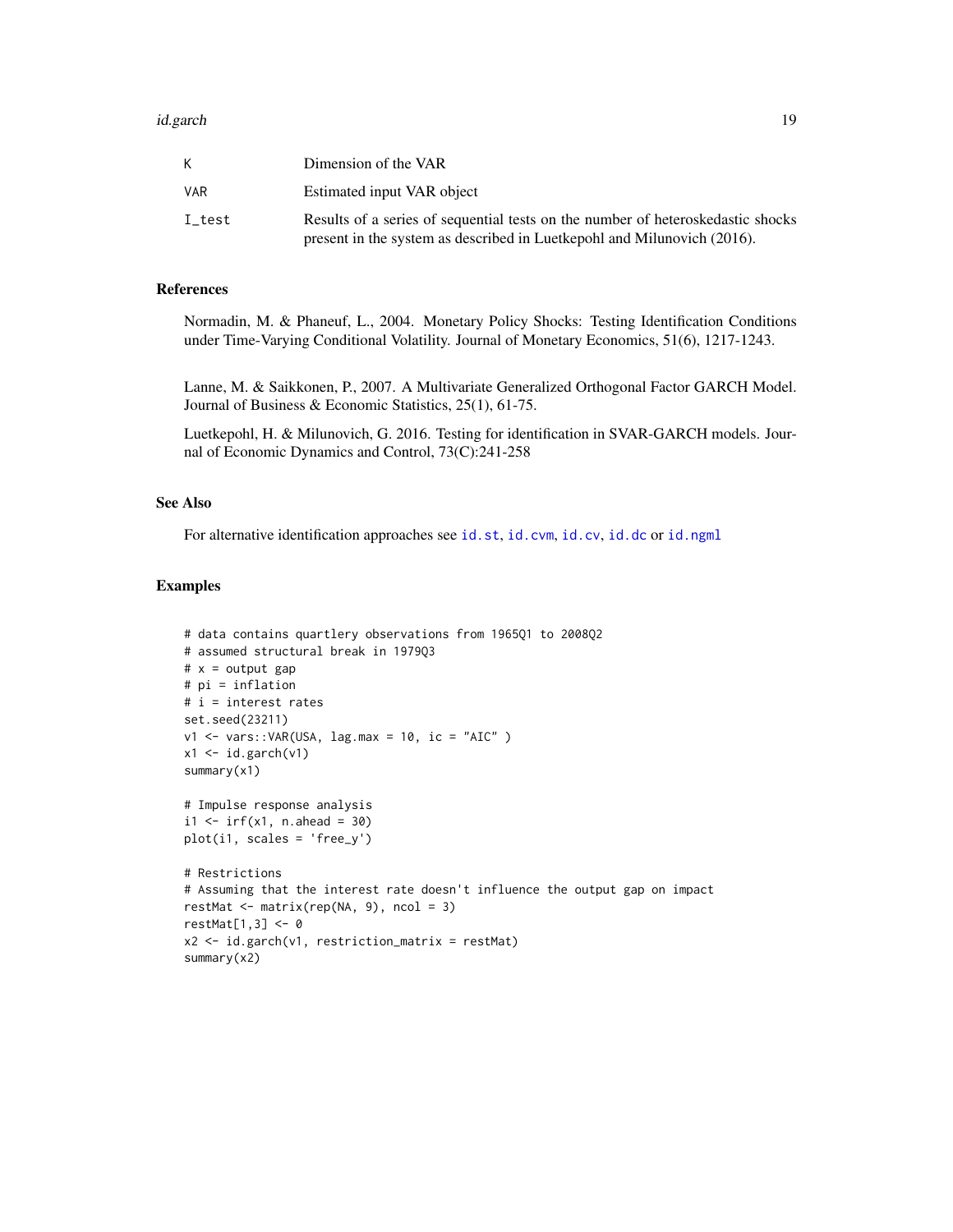| | |
|---|---|
| K | Dimension of the VAR |
| VAR | Estimated input VAR object |
| I_test | Results of a series of sequential tests on the number of heteroskedastic shocks present in the system as described in Luetkepohl and Milunovich (2016). |

## References

Normadin, M. & Phaneuf, L., 2004. Monetary Policy Shocks: Testing Identification Conditions under Time-Varying Conditional Volatility. Journal of Monetary Economics, 51(6), 1217-1243.

Lanne, M. & Saikkonen, P., 2007. A Multivariate Generalized Orthogonal Factor GARCH Model. Journal of Business & Economic Statistics, 25(1), 61-75.

Luetkepohl, H. & Milunovich, G. 2016. Testing for identification in SVAR-GARCH models. Journal of Economic Dynamics and Control, 73(C):241-258

## See Also

For alternative identification approaches see id.st, id.cvm, id.cv, id.dc or id.ngml

## Examples

```
# data contains quartlery observations from 1965Q1 to 2008Q2
# assumed structural break in 1979Q3
# x = output gap
# pi = inflation
# i = interest rates
set.seed(23211)
v1 <- vars::VAR(USA, lag.max = 10, ic = "AIC" )
x1 <- id.garch(v1)
summary(x1)

# Impulse response analysis
i1 <- irf(x1, n.ahead = 30)
plot(i1, scales = 'free_y')

# Restrictions
# Assuming that the interest rate doesn't influence the output gap on impact
restMat <- matrix(rep(NA, 9), ncol = 3)
restMat[1,3] <- 0
x2 <- id.garch(v1, restriction_matrix = restMat)
summary(x2)
```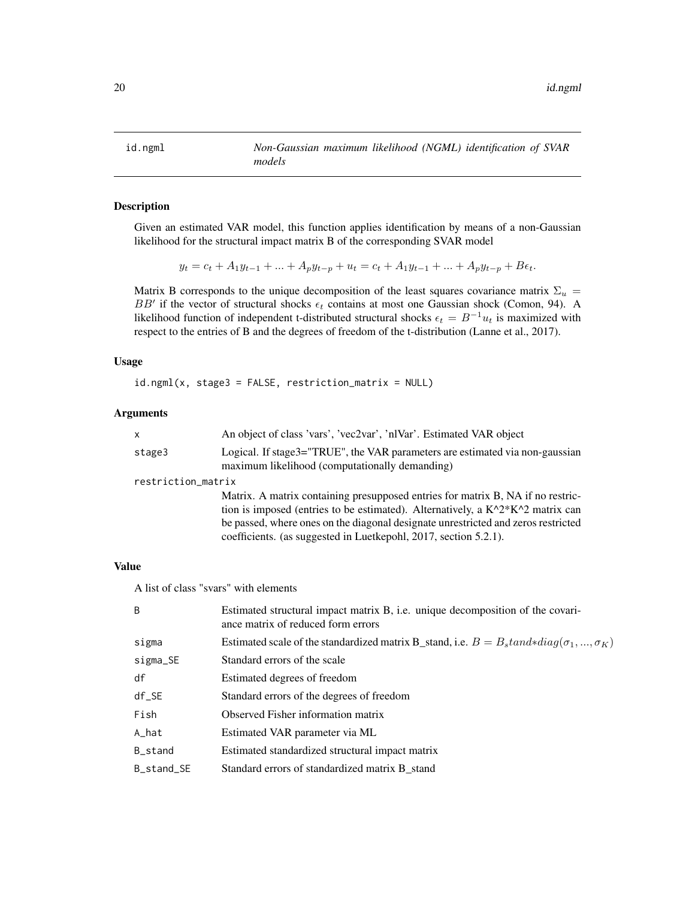## id.ngml    *Non-Gaussian maximum likelihood (NGML) identification of SVAR models*

### Description

Given an estimated VAR model, this function applies identification by means of a non-Gaussian likelihood for the structural impact matrix B of the corresponding SVAR model

$$y_t = c_t + A_1 y_{t-1} + ... + A_p y_{t-p} + u_t = c_t + A_1 y_{t-1} + ... + A_p y_{t-p} + B\epsilon_t.$$

Matrix B corresponds to the unique decomposition of the least squares covariance matrix $\Sigma_u = BB'$ if the vector of structural shocks $\epsilon_t$ contains at most one Gaussian shock (Comon, 94). A likelihood function of independent t-distributed structural shocks $\epsilon_t = B^{-1}u_t$ is maximized with respect to the entries of B and the degrees of freedom of the t-distribution (Lanne et al., 2017).

### Usage

```
id.ngml(x, stage3 = FALSE, restriction_matrix = NULL)
```

### Arguments

| | |
|---|---|
| x | An object of class 'vars', 'vec2var', 'nlVar'. Estimated VAR object |
| stage3 | Logical. If stage3="TRUE", the VAR parameters are estimated via non-gaussian maximum likelihood (computationally demanding) |
| restriction_matrix | Matrix. A matrix containing presupposed entries for matrix B, NA if no restriction is imposed (entries to be estimated). Alternatively, a K^2*K^2 matrix can be passed, where ones on the diagonal designate unrestricted and zeros restricted coefficients. (as suggested in Luetkepohl, 2017, section 5.2.1). |

### Value

A list of class "svars" with elements

| | |
|---|---|
| B | Estimated structural impact matrix B, i.e. unique decomposition of the covariance matrix of reduced form errors |
| sigma | Estimated scale of the standardized matrix B_stand, i.e. $B = B_stand * diag(\sigma_1, ..., \sigma_K)$ |
| sigma_SE | Standard errors of the scale |
| df | Estimated degrees of freedom |
| df_SE | Standard errors of the degrees of freedom |
| Fish | Observed Fisher information matrix |
| A_hat | Estimated VAR parameter via ML |
| B_stand | Estimated standardized structural impact matrix |
| B_stand_SE | Standard errors of standardized matrix B_stand |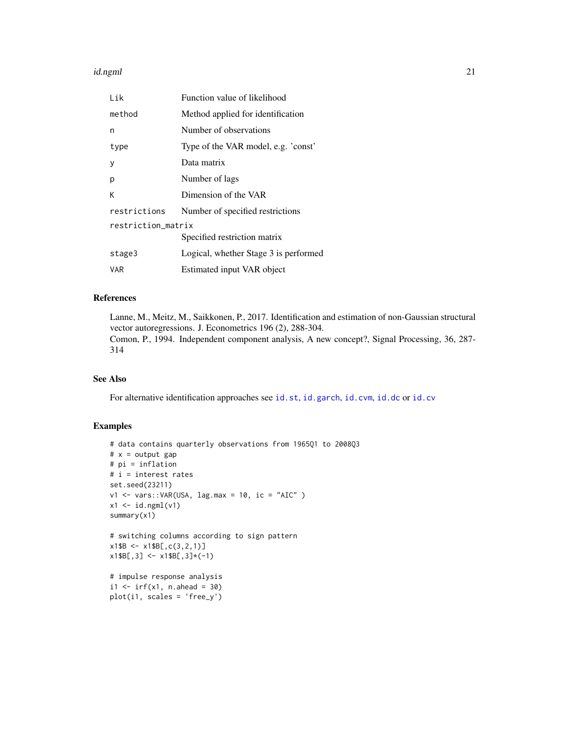| | |
|---|---|
| Lik | Function value of likelihood |
| method | Method applied for identification |
| n | Number of observations |
| type | Type of the VAR model, e.g. 'const' |
| y | Data matrix |
| p | Number of lags |
| K | Dimension of the VAR |
| restrictions | Number of specified restrictions |
| restriction_matrix | Specified restriction matrix |
| stage3 | Logical, whether Stage 3 is performed |
| VAR | Estimated input VAR object |

## References

Lanne, M., Meitz, M., Saikkonen, P., 2017. Identification and estimation of non-Gaussian structural vector autoregressions. J. Econometrics 196 (2), 288-304.
Comon, P., 1994. Independent component analysis, A new concept?, Signal Processing, 36, 287-314

## See Also

For alternative identification approaches see id.st, id.garch, id.cvm, id.dc or id.cv

## Examples

```
# data contains quarterly observations from 1965Q1 to 2008Q3
# x = output gap
# pi = inflation
# i = interest rates
set.seed(23211)
v1 <- vars::VAR(USA, lag.max = 10, ic = "AIC" )
x1 <- id.ngml(v1)
summary(x1)

# switching columns according to sign pattern
x1$B <- x1$B[,c(3,2,1)]
x1$B[,3] <- x1$B[,3]*(-1)

# impulse response analysis
i1 <- irf(x1, n.ahead = 30)
plot(i1, scales = 'free_y')
```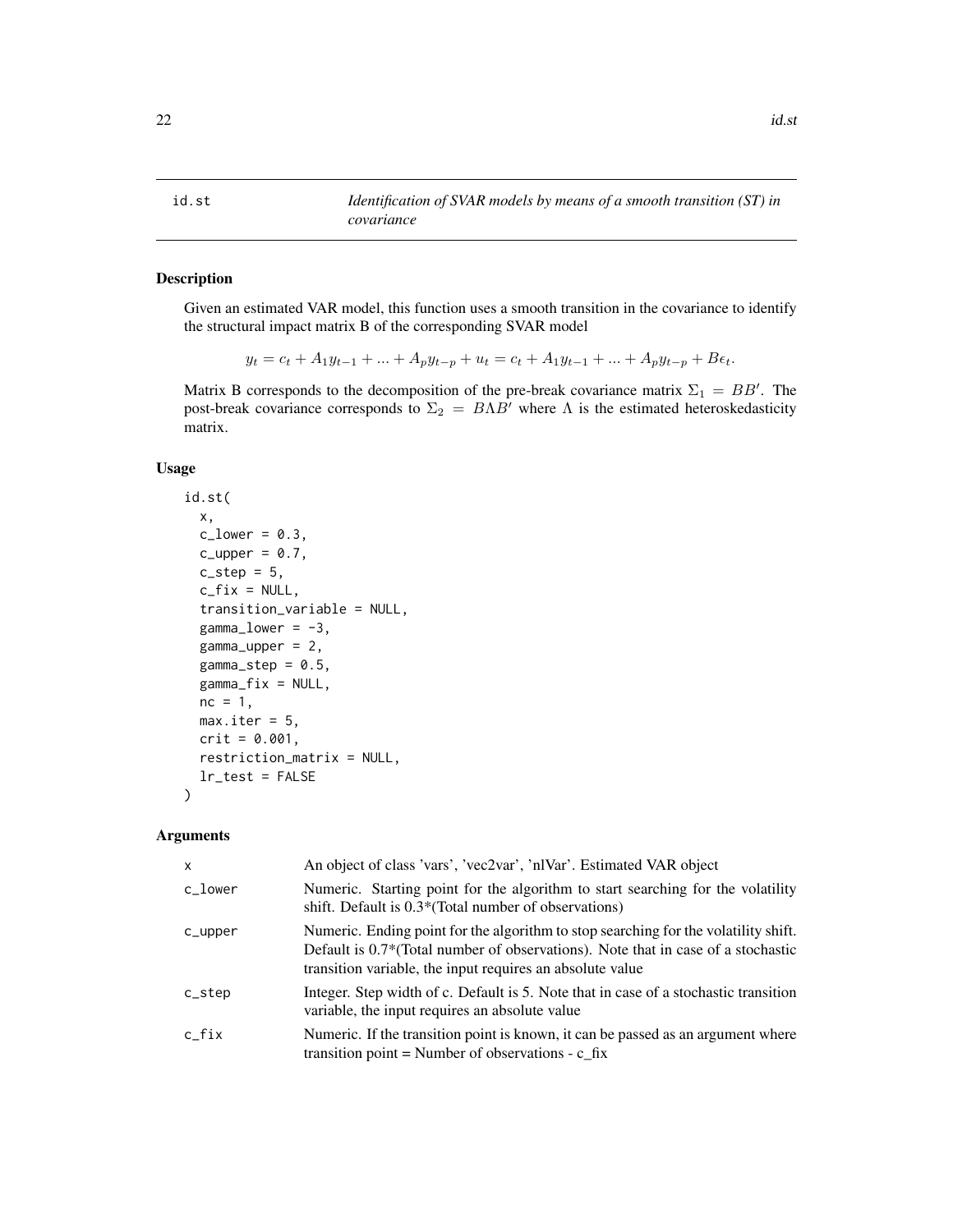## id.st — *Identification of SVAR models by means of a smooth transition (ST) in covariance*

### Description

Given an estimated VAR model, this function uses a smooth transition in the covariance to identify the structural impact matrix B of the corresponding SVAR model

$$y_t = c_t + A_1 y_{t-1} + ... + A_p y_{t-p} + u_t = c_t + A_1 y_{t-1} + ... + A_p y_{t-p} + B\epsilon_t.$$

Matrix B corresponds to the decomposition of the pre-break covariance matrix $\Sigma_1 = BB'$. The post-break covariance corresponds to $\Sigma_2 = B\Lambda B'$ where $\Lambda$ is the estimated heteroskedasticity matrix.

### Usage

```
id.st(
  x,
  c_lower = 0.3,
  c_upper = 0.7,
  c_step = 5,
  c_fix = NULL,
  transition_variable = NULL,
  gamma_lower = -3,
  gamma_upper = 2,
  gamma_step = 0.5,
  gamma_fix = NULL,
  nc = 1,
  max.iter = 5,
  crit = 0.001,
  restriction_matrix = NULL,
  lr_test = FALSE
)
```

### Arguments

| Argument | Description |
|---|---|
| x | An object of class 'vars', 'vec2var', 'nlVar'. Estimated VAR object |
| c_lower | Numeric. Starting point for the algorithm to start searching for the volatility shift. Default is 0.3*(Total number of observations) |
| c_upper | Numeric. Ending point for the algorithm to stop searching for the volatility shift. Default is 0.7*(Total number of observations). Note that in case of a stochastic transition variable, the input requires an absolute value |
| c_step | Integer. Step width of c. Default is 5. Note that in case of a stochastic transition variable, the input requires an absolute value |
| c_fix | Numeric. If the transition point is known, it can be passed as an argument where transition point = Number of observations - c_fix |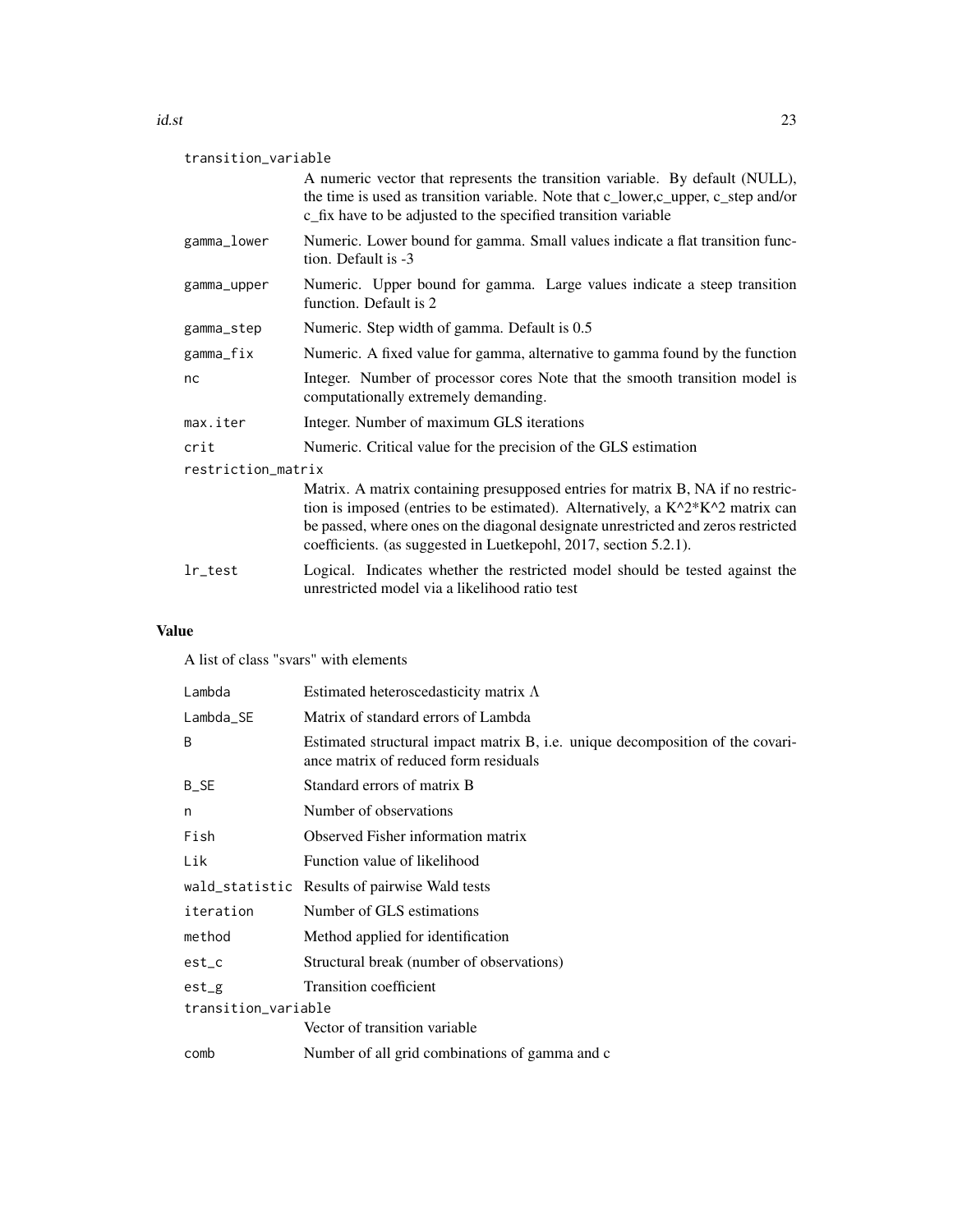`transition_variable`
: A numeric vector that represents the transition variable. By default (NULL), the time is used as transition variable. Note that c_lower,c_upper, c_step and/or c_fix have to be adjusted to the specified transition variable

`gamma_lower`
: Numeric. Lower bound for gamma. Small values indicate a flat transition function. Default is -3

`gamma_upper`
: Numeric. Upper bound for gamma. Large values indicate a steep transition function. Default is 2

`gamma_step`
: Numeric. Step width of gamma. Default is 0.5

`gamma_fix`
: Numeric. A fixed value for gamma, alternative to gamma found by the function

`nc`
: Integer. Number of processor cores Note that the smooth transition model is computationally extremely demanding.

`max.iter`
: Integer. Number of maximum GLS iterations

`crit`
: Numeric. Critical value for the precision of the GLS estimation

`restriction_matrix`
: Matrix. A matrix containing presupposed entries for matrix B, NA if no restriction is imposed (entries to be estimated). Alternatively, a K^2*K^2 matrix can be passed, where ones on the diagonal designate unrestricted and zeros restricted coefficients. (as suggested in Luetkepohl, 2017, section 5.2.1).

`lr_test`
: Logical. Indicates whether the restricted model should be tested against the unrestricted model via a likelihood ratio test

## Value

A list of class "svars" with elements

| | |
|---|---|
| `Lambda` | Estimated heteroscedasticity matrix $\Lambda$ |
| `Lambda_SE` | Matrix of standard errors of Lambda |
| `B` | Estimated structural impact matrix B, i.e. unique decomposition of the covariance matrix of reduced form residuals |
| `B_SE` | Standard errors of matrix B |
| `n` | Number of observations |
| `Fish` | Observed Fisher information matrix |
| `Lik` | Function value of likelihood |
| `wald_statistic` | Results of pairwise Wald tests |
| `iteration` | Number of GLS estimations |
| `method` | Method applied for identification |
| `est_c` | Structural break (number of observations) |
| `est_g` | Transition coefficient |
| `transition_variable` | Vector of transition variable |
| `comb` | Number of all grid combinations of gamma and c |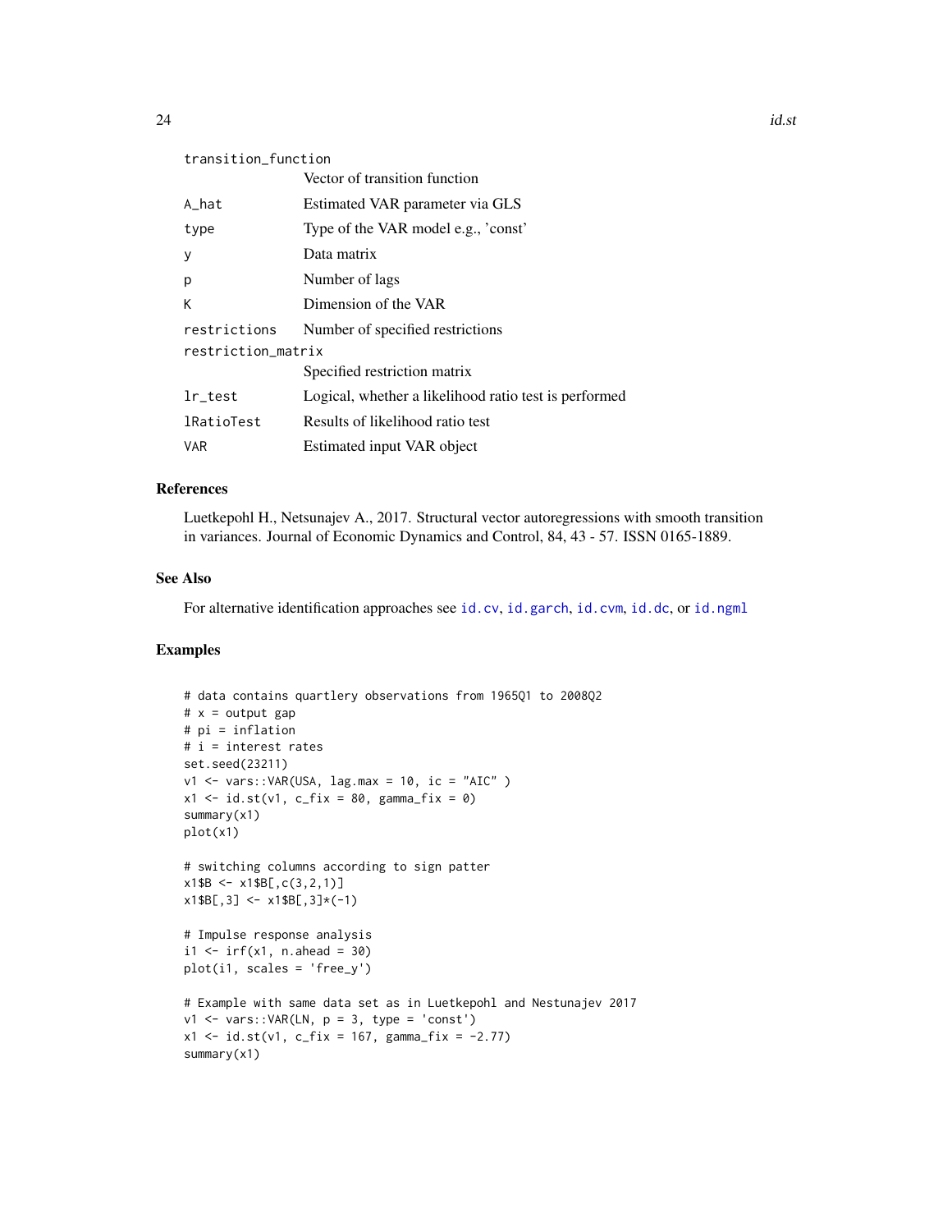| | |
|---|---|
| transition_function | Vector of transition function |
| A_hat | Estimated VAR parameter via GLS |
| type | Type of the VAR model e.g., 'const' |
| y | Data matrix |
| p | Number of lags |
| K | Dimension of the VAR |
| restrictions | Number of specified restrictions |
| restriction_matrix | Specified restriction matrix |
| lr_test | Logical, whether a likelihood ratio test is performed |
| lRatioTest | Results of likelihood ratio test |
| VAR | Estimated input VAR object |

## References

Luetkepohl H., Netsunajev A., 2017. Structural vector autoregressions with smooth transition in variances. Journal of Economic Dynamics and Control, 84, 43 - 57. ISSN 0165-1889.

## See Also

For alternative identification approaches see id.cv, id.garch, id.cvm, id.dc, or id.ngml

## Examples

```
# data contains quartlery observations from 1965Q1 to 2008Q2
# x = output gap
# pi = inflation
# i = interest rates
set.seed(23211)
v1 <- vars::VAR(USA, lag.max = 10, ic = "AIC" )
x1 <- id.st(v1, c_fix = 80, gamma_fix = 0)
summary(x1)
plot(x1)

# switching columns according to sign patter
x1$B <- x1$B[,c(3,2,1)]
x1$B[,3] <- x1$B[,3]*(-1)

# Impulse response analysis
i1 <- irf(x1, n.ahead = 30)
plot(i1, scales = 'free_y')

# Example with same data set as in Luetkepohl and Nestunajev 2017
v1 <- vars::VAR(LN, p = 3, type = 'const')
x1 <- id.st(v1, c_fix = 167, gamma_fix = -2.77)
summary(x1)
```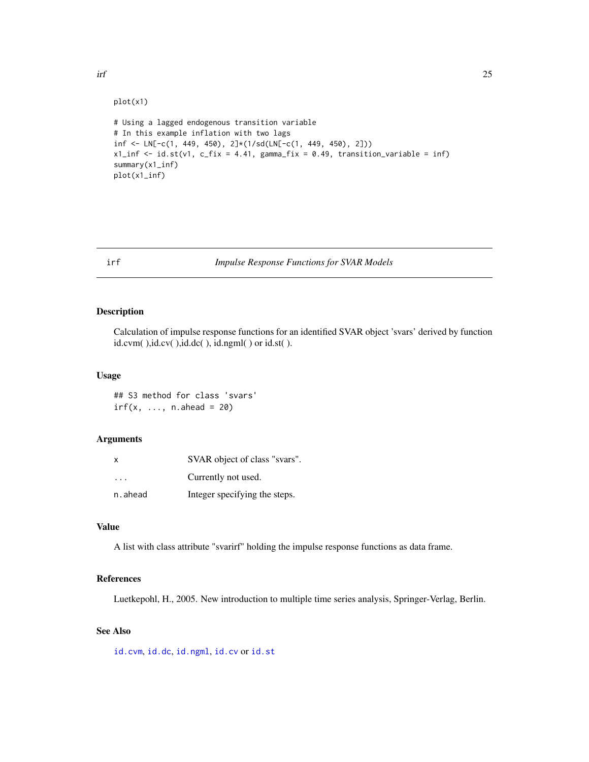```
plot(x1)

# Using a lagged endogenous transition variable
# In this example inflation with two lags
inf <- LN[-c(1, 449, 450), 2]*(1/sd(LN[-c(1, 449, 450), 2]))
x1_inf <- id.st(v1, c_fix = 4.41, gamma_fix = 0.49, transition_variable = inf)
summary(x1_inf)
plot(x1_inf)
```

---

## irf — *Impulse Response Functions for SVAR Models*

---

### Description

Calculation of impulse response functions for an identified SVAR object 'svars' derived by function id.cvm( ),id.cv( ),id.dc( ), id.ngml( ) or id.st( ).

### Usage

```
## S3 method for class 'svars'
irf(x, ..., n.ahead = 20)
```

### Arguments

| | |
|---|---|
| `x` | SVAR object of class "svars". |
| `...` | Currently not used. |
| `n.ahead` | Integer specifying the steps. |

### Value

A list with class attribute "svarirf" holding the impulse response functions as data frame.

### References

Luetkepohl, H., 2005. New introduction to multiple time series analysis, Springer-Verlag, Berlin.

### See Also

`id.cvm`, `id.dc`, `id.ngml`, `id.cv` or `id.st`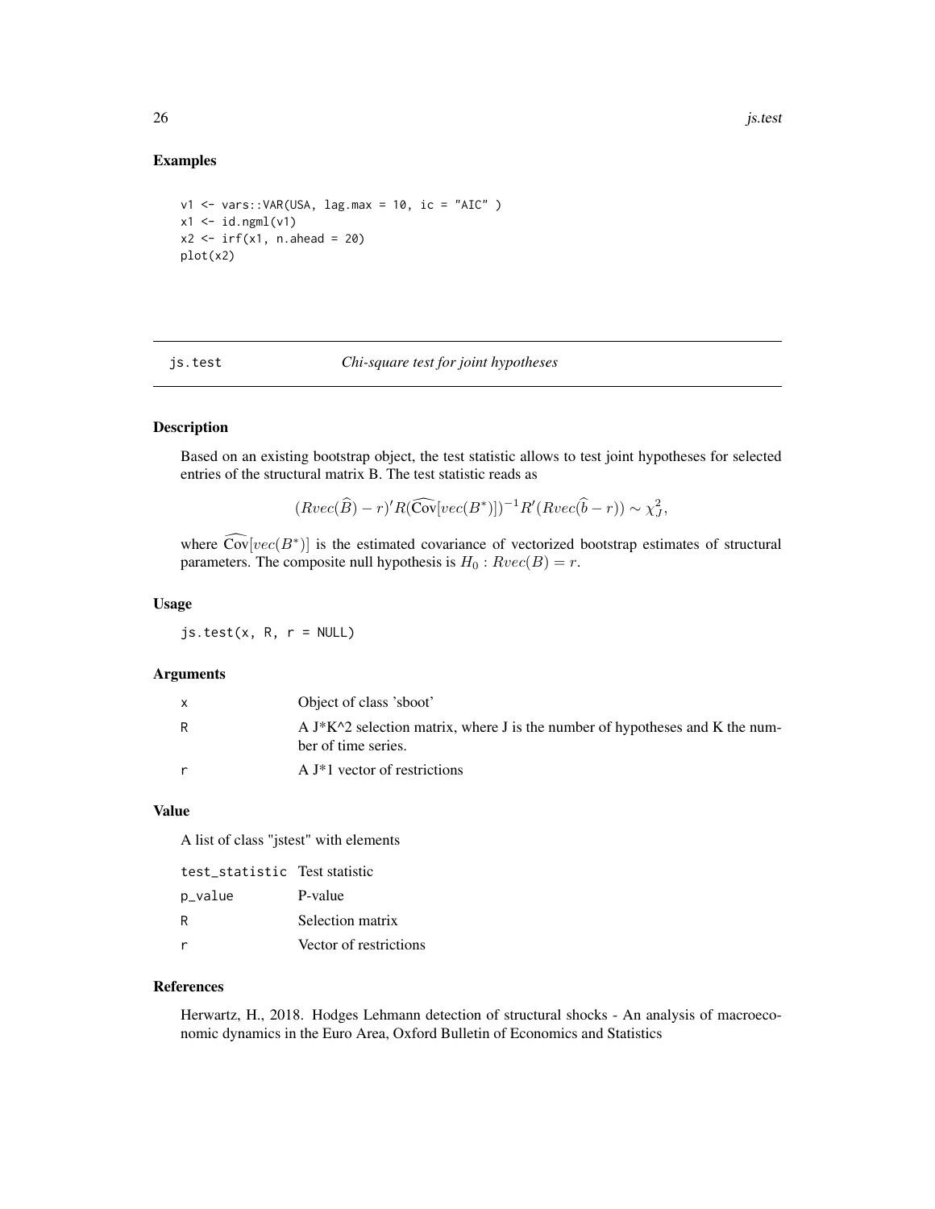## Examples

```
v1 <- vars::VAR(USA, lag.max = 10, ic = "AIC" )
x1 <- id.ngml(v1)
x2 <- irf(x1, n.ahead = 20)
plot(x2)
```

---

# js.test — *Chi-square test for joint hypotheses*

## Description

Based on an existing bootstrap object, the test statistic allows to test joint hypotheses for selected entries of the structural matrix B. The test statistic reads as

$$(Rvec(\widehat{B}) - r)'R(\widehat{\text{Cov}}[vec(B^*)])^{-1}R'(Rvec(\widehat{b} - r)) \sim \chi^2_J,$$

where $\widehat{\text{Cov}}[vec(B^*)]$ is the estimated covariance of vectorized bootstrap estimates of structural parameters. The composite null hypothesis is $H_0 : Rvec(B) = r$.

## Usage

```
js.test(x, R, r = NULL)
```

## Arguments

| | |
|---|---|
| x | Object of class 'sboot' |
| R | A J*K^2 selection matrix, where J is the number of hypotheses and K the number of time series. |
| r | A J*1 vector of restrictions |

## Value

A list of class "jstest" with elements

| | |
|---|---|
| test_statistic | Test statistic |
| p_value | P-value |
| R | Selection matrix |
| r | Vector of restrictions |

## References

Herwartz, H., 2018. Hodges Lehmann detection of structural shocks - An analysis of macroeconomic dynamics in the Euro Area, Oxford Bulletin of Economics and Statistics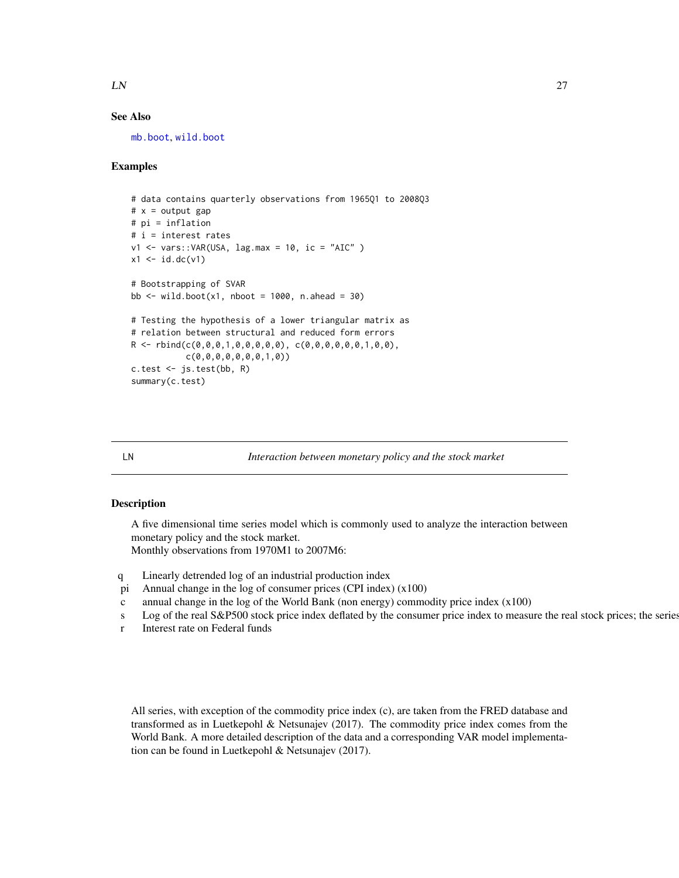## See Also

mb.boot, wild.boot

## Examples

```
# data contains quarterly observations from 1965Q1 to 2008Q3
# x = output gap
# pi = inflation
# i = interest rates
v1 <- vars::VAR(USA, lag.max = 10, ic = "AIC" )
x1 <- id.dc(v1)

# Bootstrapping of SVAR
bb <- wild.boot(x1, nboot = 1000, n.ahead = 30)

# Testing the hypothesis of a lower triangular matrix as
# relation between structural and reduced form errors
R <- rbind(c(0,0,0,1,0,0,0,0,0), c(0,0,0,0,0,0,1,0,0),
           c(0,0,0,0,0,0,0,1,0))
c.test <- js.test(bb, R)
summary(c.test)
```

---

# LN    *Interaction between monetary policy and the stock market*

---

## Description

A five dimensional time series model which is commonly used to analyze the interaction between monetary policy and the stock market.
Monthly observations from 1970M1 to 2007M6:

| | |
|---|---|
| q | Linearly detrended log of an industrial production index |
| pi | Annual change in the log of consumer prices (CPI index) (x100) |
| c | annual change in the log of the World Bank (non energy) commodity price index (x100) |
| s | Log of the real S&P500 stock price index deflated by the consumer price index to measure the real stock prices; the series |
| r | Interest rate on Federal funds |

All series, with exception of the commodity price index (c), are taken from the FRED database and transformed as in Luetkepohl & Netsunajev (2017). The commodity price index comes from the World Bank. A more detailed description of the data and a corresponding VAR model implementation can be found in Luetkepohl & Netsunajev (2017).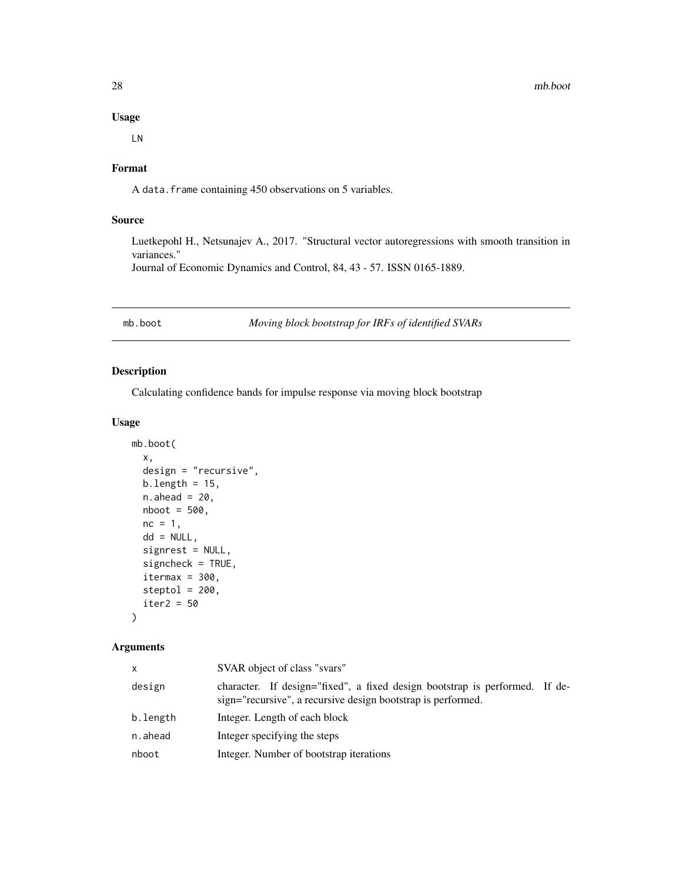### Usage

```
LN
```

### Format

A `data.frame` containing 450 observations on 5 variables.

### Source

Luetkepohl H., Netsunajev A., 2017. "Structural vector autoregressions with smooth transition in variances."
Journal of Economic Dynamics and Control, 84, 43 - 57. ISSN 0165-1889.

---

## mb.boot — *Moving block bootstrap for IRFs of identified SVARs*

---

### Description

Calculating confidence bands for impulse response via moving block bootstrap

### Usage

```
mb.boot(
  x,
  design = "recursive",
  b.length = 15,
  n.ahead = 20,
  nboot = 500,
  nc = 1,
  dd = NULL,
  signrest = NULL,
  signcheck = TRUE,
  itermax = 300,
  steptol = 200,
  iter2 = 50
)
```

### Arguments

| | |
|---|---|
| x | SVAR object of class "svars" |
| design | character. If design="fixed", a fixed design bootstrap is performed. If design="recursive", a recursive design bootstrap is performed. |
| b.length | Integer. Length of each block |
| n.ahead | Integer specifying the steps |
| nboot | Integer. Number of bootstrap iterations |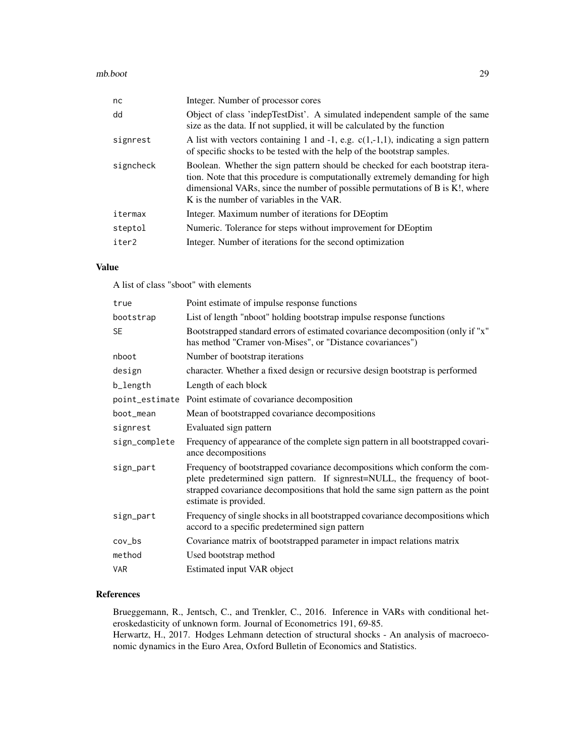| | |
|---|---|
| nc | Integer. Number of processor cores |
| dd | Object of class 'indepTestDist'. A simulated independent sample of the same size as the data. If not supplied, it will be calculated by the function |
| signrest | A list with vectors containing 1 and -1, e.g. c(1,-1,1), indicating a sign pattern of specific shocks to be tested with the help of the bootstrap samples. |
| signcheck | Boolean. Whether the sign pattern should be checked for each bootstrap iteration. Note that this procedure is computationally extremely demanding for high dimensional VARs, since the number of possible permutations of B is K!, where K is the number of variables in the VAR. |
| itermax | Integer. Maximum number of iterations for DEoptim |
| steptol | Numeric. Tolerance for steps without improvement for DEoptim |
| iter2 | Integer. Number of iterations for the second optimization |

## Value

A list of class "sboot" with elements

| | |
|---|---|
| true | Point estimate of impulse response functions |
| bootstrap | List of length "nboot" holding bootstrap impulse response functions |
| SE | Bootstrapped standard errors of estimated covariance decomposition (only if "x" has method "Cramer von-Mises", or "Distance covariances") |
| nboot | Number of bootstrap iterations |
| design | character. Whether a fixed design or recursive design bootstrap is performed |
| b_length | Length of each block |
| point_estimate | Point estimate of covariance decomposition |
| boot_mean | Mean of bootstrapped covariance decompositions |
| signrest | Evaluated sign pattern |
| sign_complete | Frequency of appearance of the complete sign pattern in all bootstrapped covariance decompositions |
| sign_part | Frequency of bootstrapped covariance decompositions which conform the complete predetermined sign pattern. If signrest=NULL, the frequency of bootstrapped covariance decompositions that hold the same sign pattern as the point estimate is provided. |
| sign_part | Frequency of single shocks in all bootstrapped covariance decompositions which accord to a specific predetermined sign pattern |
| cov_bs | Covariance matrix of bootstrapped parameter in impact relations matrix |
| method | Used bootstrap method |
| VAR | Estimated input VAR object |

## References

Brueggemann, R., Jentsch, C., and Trenkler, C., 2016. Inference in VARs with conditional heteroskedasticity of unknown form. Journal of Econometrics 191, 69-85.
Herwartz, H., 2017. Hodges Lehmann detection of structural shocks - An analysis of macroeconomic dynamics in the Euro Area, Oxford Bulletin of Economics and Statistics.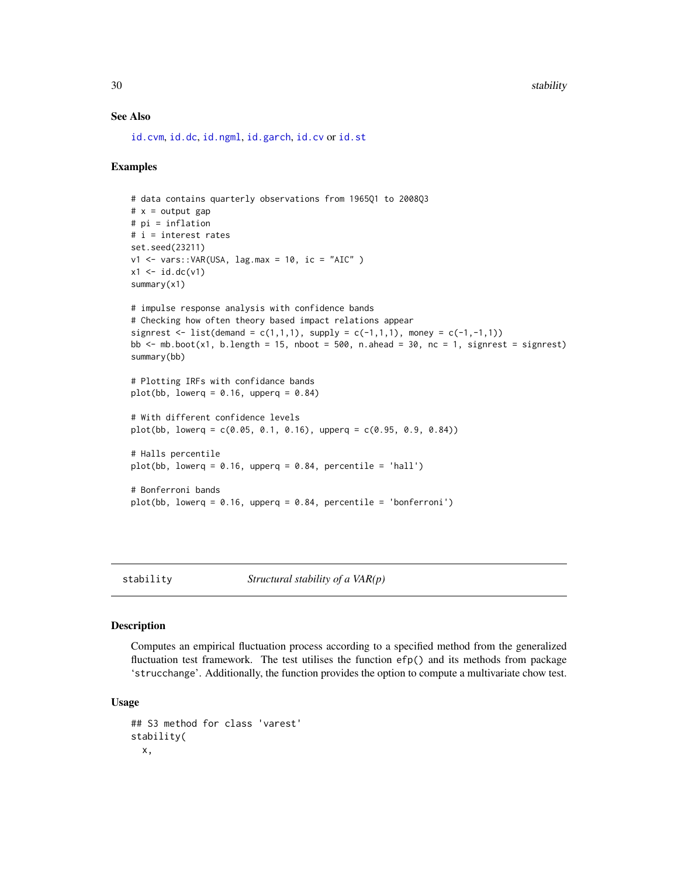## See Also

id.cvm, id.dc, id.ngml, id.garch, id.cv or id.st

## Examples

```
# data contains quarterly observations from 1965Q1 to 2008Q3
# x = output gap
# pi = inflation
# i = interest rates
set.seed(23211)
v1 <- vars::VAR(USA, lag.max = 10, ic = "AIC" )
x1 <- id.dc(v1)
summary(x1)

# impulse response analysis with confidence bands
# Checking how often theory based impact relations appear
signrest <- list(demand = c(1,1,1), supply = c(-1,1,1), money = c(-1,-1,1))
bb <- mb.boot(x1, b.length = 15, nboot = 500, n.ahead = 30, nc = 1, signrest = signrest)
summary(bb)

# Plotting IRFs with confidance bands
plot(bb, lowerq = 0.16, upperq = 0.84)

# With different confidence levels
plot(bb, lowerq = c(0.05, 0.1, 0.16), upperq = c(0.95, 0.9, 0.84))

# Halls percentile
plot(bb, lowerq = 0.16, upperq = 0.84, percentile = 'hall')

# Bonferroni bands
plot(bb, lowerq = 0.16, upperq = 0.84, percentile = 'bonferroni')
```

---

# stability — *Structural stability of a VAR(p)*

## Description

Computes an empirical fluctuation process according to a specified method from the generalized fluctuation test framework. The test utilises the function efp() and its methods from package 'strucchange'. Additionally, the function provides the option to compute a multivariate chow test.

## Usage

```
## S3 method for class 'varest'
stability(
  x,
```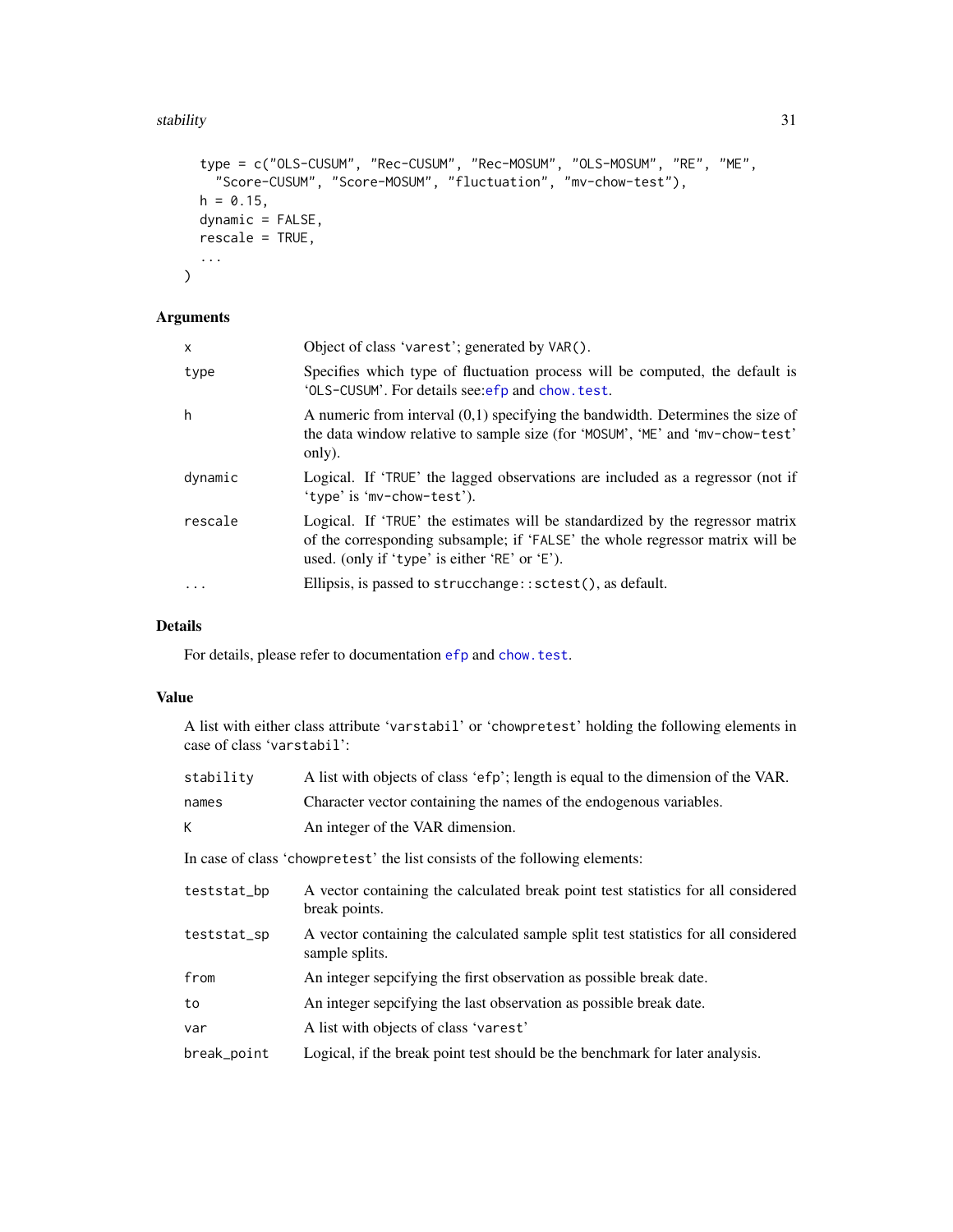```
  type = c("OLS-CUSUM", "Rec-CUSUM", "Rec-MOSUM", "OLS-MOSUM", "RE", "ME",
    "Score-CUSUM", "Score-MOSUM", "fluctuation", "mv-chow-test"),
  h = 0.15,
  dynamic = FALSE,
  rescale = TRUE,
  ...
)
```

## Arguments

| | |
|---|---|
| x | Object of class 'varest'; generated by VAR(). |
| type | Specifies which type of fluctuation process will be computed, the default is 'OLS-CUSUM'. For details see:efp and chow.test. |
| h | A numeric from interval (0,1) specifying the bandwidth. Determines the size of the data window relative to sample size (for 'MOSUM', 'ME' and 'mv-chow-test' only). |
| dynamic | Logical. If 'TRUE' the lagged observations are included as a regressor (not if 'type' is 'mv-chow-test'). |
| rescale | Logical. If 'TRUE' the estimates will be standardized by the regressor matrix of the corresponding subsample; if 'FALSE' the whole regressor matrix will be used. (only if 'type' is either 'RE' or 'E'). |
| ... | Ellipsis, is passed to strucchange::sctest(), as default. |

## Details

For details, please refer to documentation efp and chow.test.

## Value

A list with either class attribute 'varstabil' or 'chowpretest' holding the following elements in case of class 'varstabil':

| | |
|---|---|
| stability | A list with objects of class 'efp'; length is equal to the dimension of the VAR. |
| names | Character vector containing the names of the endogenous variables. |
| K | An integer of the VAR dimension. |

In case of class 'chowpretest' the list consists of the following elements:

| | |
|---|---|
| teststat_bp | A vector containing the calculated break point test statistics for all considered break points. |
| teststat_sp | A vector containing the calculated sample split test statistics for all considered sample splits. |
| from | An integer sepcifying the first observation as possible break date. |
| to | An integer sepcifying the last observation as possible break date. |
| var | A list with objects of class 'varest' |
| break_point | Logical, if the break point test should be the benchmark for later analysis. |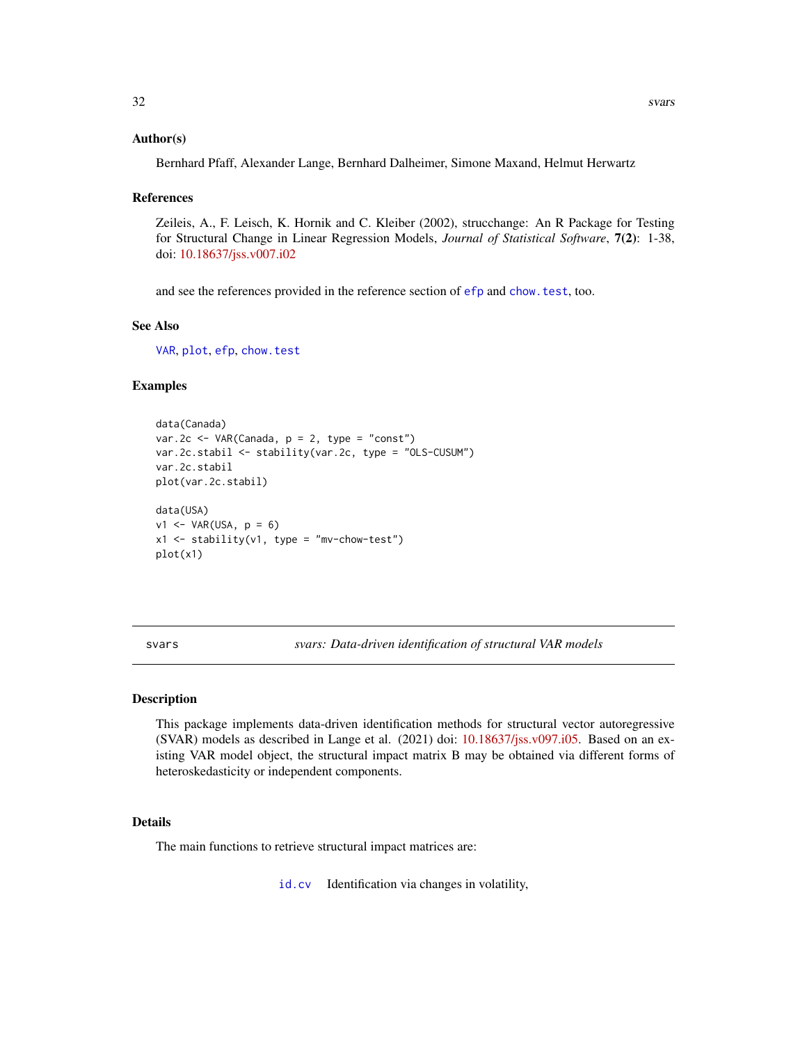### Author(s)

Bernhard Pfaff, Alexander Lange, Bernhard Dalheimer, Simone Maxand, Helmut Herwartz

### References

Zeileis, A., F. Leisch, K. Hornik and C. Kleiber (2002), strucchange: An R Package for Testing for Structural Change in Linear Regression Models, *Journal of Statistical Software*, **7(2)**: 1-38, doi: 10.18637/jss.v007.i02

and see the references provided in the reference section of `efp` and `chow.test`, too.

### See Also

`VAR`, `plot`, `efp`, `chow.test`

### Examples

```
data(Canada)
var.2c <- VAR(Canada, p = 2, type = "const")
var.2c.stabil <- stability(var.2c, type = "OLS-CUSUM")
var.2c.stabil
plot(var.2c.stabil)

data(USA)
v1 <- VAR(USA, p = 6)
x1 <- stability(v1, type = "mv-chow-test")
plot(x1)
```

---

## svars — *svars: Data-driven identification of structural VAR models*

### Description

This package implements data-driven identification methods for structural vector autoregressive (SVAR) models as described in Lange et al. (2021) doi: 10.18637/jss.v097.i05. Based on an existing VAR model object, the structural impact matrix B may be obtained via different forms of heteroskedasticity or independent components.

### Details

The main functions to retrieve structural impact matrices are:

`id.cv` Identification via changes in volatility,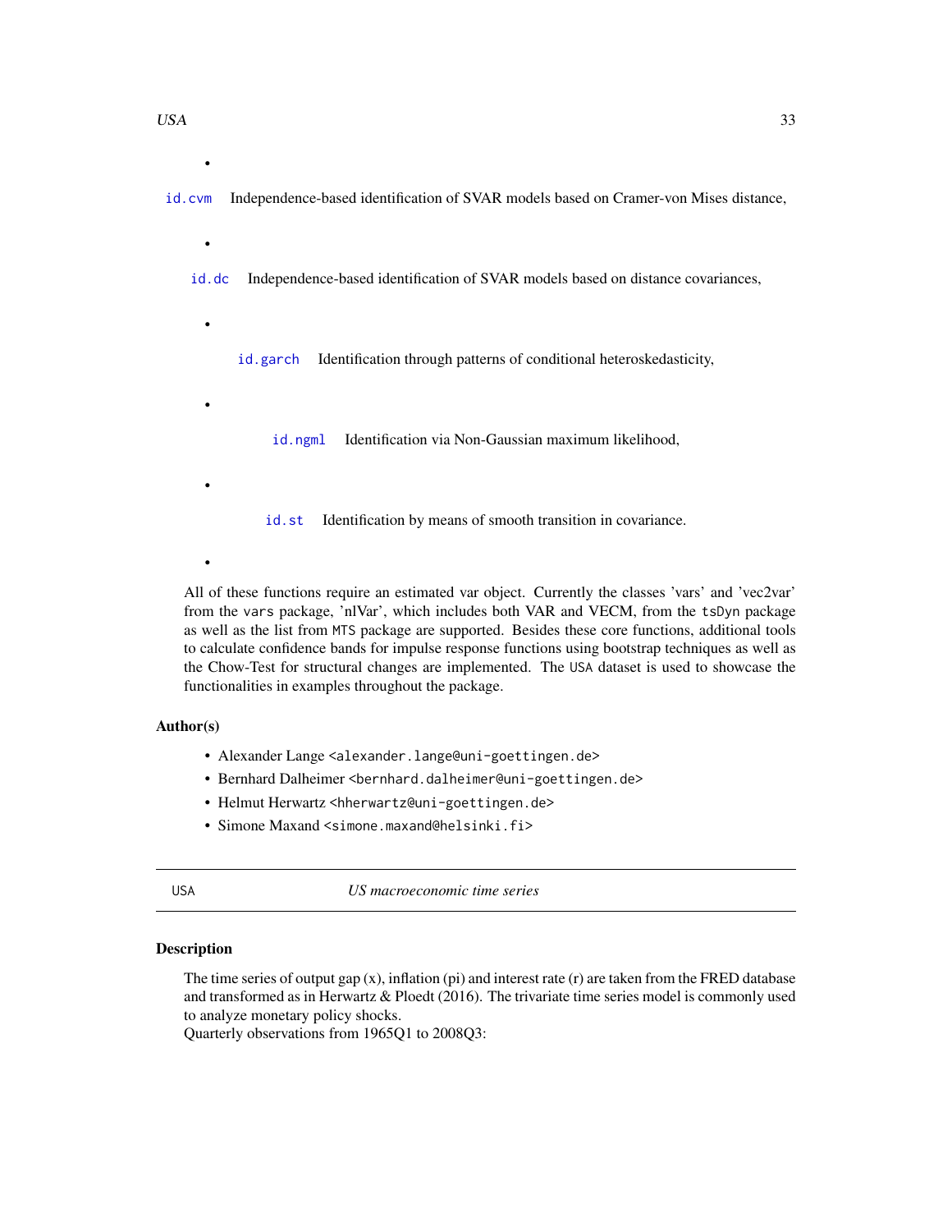- `id.cvm` Independence-based identification of SVAR models based on Cramer-von Mises distance,
- `id.dc` Independence-based identification of SVAR models based on distance covariances,
- `id.garch` Identification through patterns of conditional heteroskedasticity,
- `id.ngml` Identification via Non-Gaussian maximum likelihood,
- `id.st` Identification by means of smooth transition in covariance.

All of these functions require an estimated var object. Currently the classes 'vars' and 'vec2var' from the `vars` package, 'nlVar', which includes both VAR and VECM, from the `tsDyn` package as well as the list from `MTS` package are supported. Besides these core functions, additional tools to calculate confidence bands for impulse response functions using bootstrap techniques as well as the Chow-Test for structural changes are implemented. The `USA` dataset is used to showcase the functionalities in examples throughout the package.

### Author(s)

- Alexander Lange <alexander.lange@uni-goettingen.de>
- Bernhard Dalheimer <bernhard.dalheimer@uni-goettingen.de>
- Helmut Herwartz <hherwartz@uni-goettingen.de>
- Simone Maxand <simone.maxand@helsinki.fi>

---

## USA — *US macroeconomic time series*

### Description

The time series of output gap (x), inflation (pi) and interest rate (r) are taken from the FRED database and transformed as in Herwartz & Ploedt (2016). The trivariate time series model is commonly used to analyze monetary policy shocks.
Quarterly observations from 1965Q1 to 2008Q3: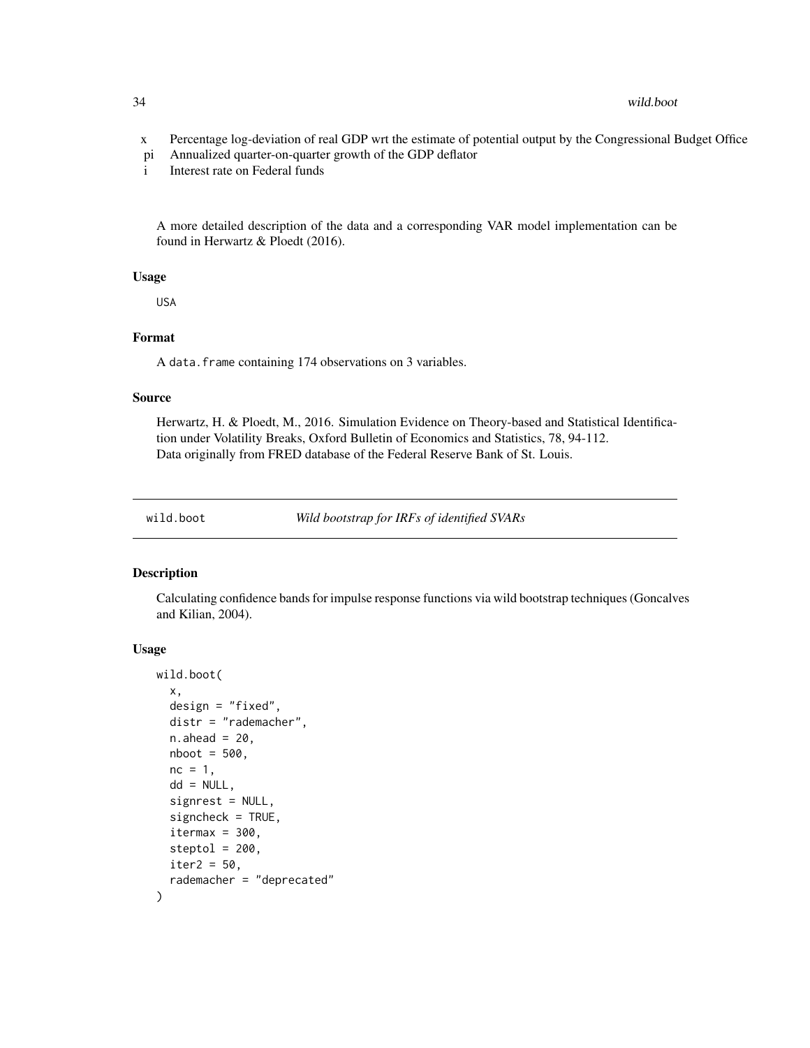| | |
|---|---|
| x | Percentage log-deviation of real GDP wrt the estimate of potential output by the Congressional Budget Office |
| pi | Annualized quarter-on-quarter growth of the GDP deflator |
| i | Interest rate on Federal funds |

A more detailed description of the data and a corresponding VAR model implementation can be found in Herwartz & Ploedt (2016).

### Usage

```
USA
```

### Format

A `data.frame` containing 174 observations on 3 variables.

### Source

Herwartz, H. & Ploedt, M., 2016. Simulation Evidence on Theory-based and Statistical Identification under Volatility Breaks, Oxford Bulletin of Economics and Statistics, 78, 94-112.
Data originally from FRED database of the Federal Reserve Bank of St. Louis.

---

## wild.boot — *Wild bootstrap for IRFs of identified SVARs*

### Description

Calculating confidence bands for impulse response functions via wild bootstrap techniques (Goncalves and Kilian, 2004).

### Usage

```
wild.boot(
  x,
  design = "fixed",
  distr = "rademacher",
  n.ahead = 20,
  nboot = 500,
  nc = 1,
  dd = NULL,
  signrest = NULL,
  signcheck = TRUE,
  itermax = 300,
  steptol = 200,
  iter2 = 50,
  rademacher = "deprecated"
)
```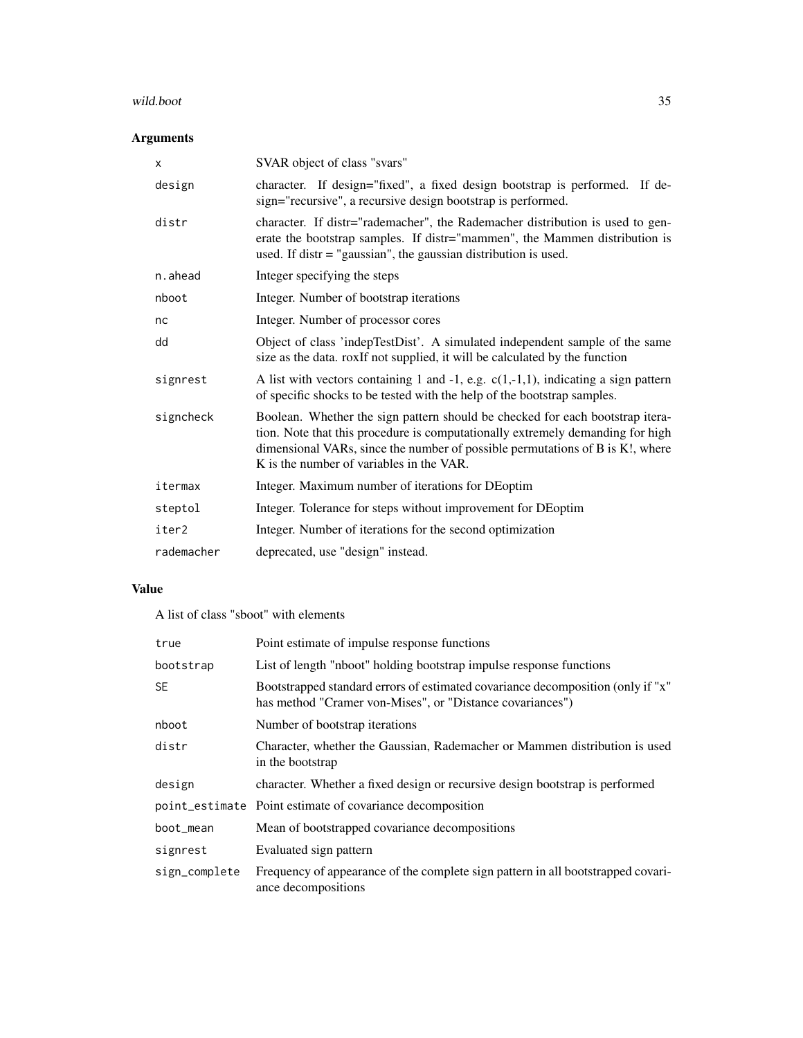## Arguments

| | |
|---|---|
| x | SVAR object of class "svars" |
| design | character. If design="fixed", a fixed design bootstrap is performed. If design="recursive", a recursive design bootstrap is performed. |
| distr | character. If distr="rademacher", the Rademacher distribution is used to generate the bootstrap samples. If distr="mammen", the Mammen distribution is used. If distr = "gaussian", the gaussian distribution is used. |
| n.ahead | Integer specifying the steps |
| nboot | Integer. Number of bootstrap iterations |
| nc | Integer. Number of processor cores |
| dd | Object of class 'indepTestDist'. A simulated independent sample of the same size as the data. roxIf not supplied, it will be calculated by the function |
| signrest | A list with vectors containing 1 and -1, e.g. c(1,-1,1), indicating a sign pattern of specific shocks to be tested with the help of the bootstrap samples. |
| signcheck | Boolean. Whether the sign pattern should be checked for each bootstrap iteration. Note that this procedure is computationally extremely demanding for high dimensional VARs, since the number of possible permutations of B is K!, where K is the number of variables in the VAR. |
| itermax | Integer. Maximum number of iterations for DEoptim |
| steptol | Integer. Tolerance for steps without improvement for DEoptim |
| iter2 | Integer. Number of iterations for the second optimization |
| rademacher | deprecated, use "design" instead. |

## Value

A list of class "sboot" with elements

| | |
|---|---|
| true | Point estimate of impulse response functions |
| bootstrap | List of length "nboot" holding bootstrap impulse response functions |
| SE | Bootstrapped standard errors of estimated covariance decomposition (only if "x" has method "Cramer von-Mises", or "Distance covariances") |
| nboot | Number of bootstrap iterations |
| distr | Character, whether the Gaussian, Rademacher or Mammen distribution is used in the bootstrap |
| design | character. Whether a fixed design or recursive design bootstrap is performed |
| point_estimate | Point estimate of covariance decomposition |
| boot_mean | Mean of bootstrapped covariance decompositions |
| signrest | Evaluated sign pattern |
| sign_complete | Frequency of appearance of the complete sign pattern in all bootstrapped covariance decompositions |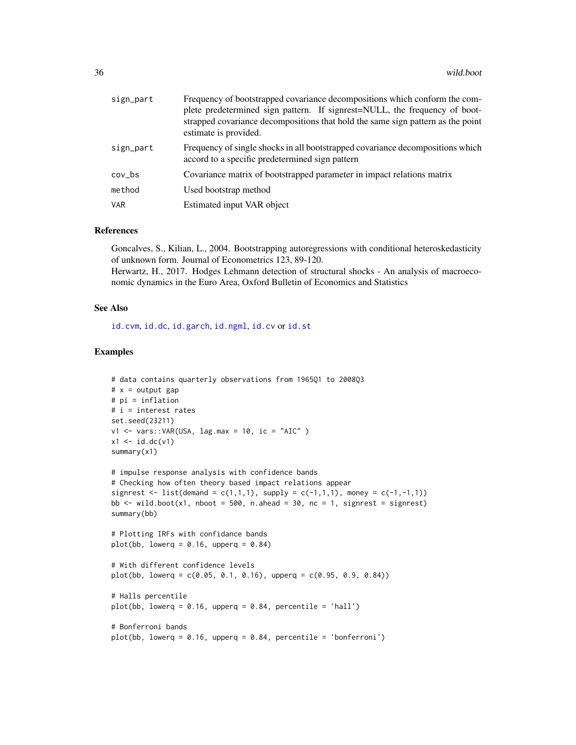| | |
|---|---|
| sign_part | Frequency of bootstrapped covariance decompositions which conform the complete predetermined sign pattern. If signrest=NULL, the frequency of bootstrapped covariance decompositions that hold the same sign pattern as the point estimate is provided. |
| sign_part | Frequency of single shocks in all bootstrapped covariance decompositions which accord to a specific predetermined sign pattern |
| cov_bs | Covariance matrix of bootstrapped parameter in impact relations matrix |
| method | Used bootstrap method |
| VAR | Estimated input VAR object |

### References

Goncalves, S., Kilian, L., 2004. Bootstrapping autoregressions with conditional heteroskedasticity of unknown form. Journal of Econometrics 123, 89-120.
Herwartz, H., 2017. Hodges Lehmann detection of structural shocks - An analysis of macroeconomic dynamics in the Euro Area, Oxford Bulletin of Economics and Statistics

### See Also

id.cvm, id.dc, id.garch, id.ngml, id.cv or id.st

### Examples

```
# data contains quarterly observations from 1965Q1 to 2008Q3
# x = output gap
# pi = inflation
# i = interest rates
set.seed(23211)
v1 <- vars::VAR(USA, lag.max = 10, ic = "AIC" )
x1 <- id.dc(v1)
summary(x1)

# impulse response analysis with confidence bands
# Checking how often theory based impact relations appear
signrest <- list(demand = c(1,1,1), supply = c(-1,1,1), money = c(-1,-1,1))
bb <- wild.boot(x1, nboot = 500, n.ahead = 30, nc = 1, signrest = signrest)
summary(bb)

# Plotting IRFs with confidance bands
plot(bb, lowerq = 0.16, upperq = 0.84)

# With different confidence levels
plot(bb, lowerq = c(0.05, 0.1, 0.16), upperq = c(0.95, 0.9, 0.84))

# Halls percentile
plot(bb, lowerq = 0.16, upperq = 0.84, percentile = 'hall')

# Bonferroni bands
plot(bb, lowerq = 0.16, upperq = 0.84, percentile = 'bonferroni')
```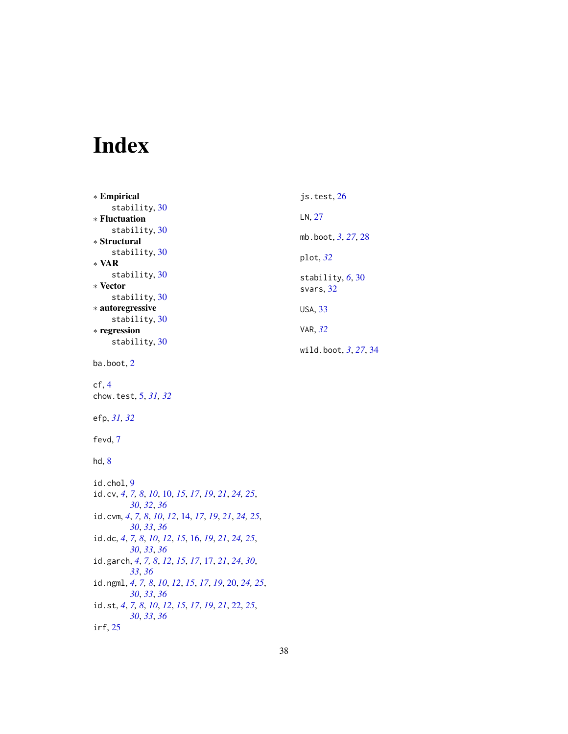# Index

∗ **Empirical**
  stability, 30
∗ **Fluctuation**
  stability, 30
∗ **Structural**
  stability, 30
∗ **VAR**
  stability, 30
∗ **Vector**
  stability, 30
∗ **autoregressive**
  stability, 30
∗ **regression**
  stability, 30

ba.boot, 2

cf, 4
chow.test, 5, *31, 32*

efp, *31, 32*

fevd, 7

hd, 8

id.chol, 9
id.cv, *4*, *7, 8*, *10*, 10, *15*, *17*, *19*, *21*, *24, 25*, *30*, *32*, *36*
id.cvm, *4*, *7, 8*, *10*, *12*, 14, *17*, *19*, *21*, *24, 25*, *30*, *33*, *36*
id.dc, *4*, *7, 8*, *10*, *12*, *15*, 16, *19*, *21*, *24, 25*, *30*, *33*, *36*
id.garch, *4*, *7, 8*, *12*, *15*, *17*, 17, *21*, *24*, *30*, *33*, *36*
id.ngml, *4*, *7, 8*, *10*, *12*, *15*, *17*, *19*, 20, *24, 25*, *30*, *33*, *36*
id.st, *4*, *7, 8*, *10*, *12*, *15*, *17*, *19*, *21*, 22, *25*, *30*, *33*, *36*
irf, 25

js.test, 26

LN, 27

mb.boot, *3*, *27*, 28

plot, *32*

stability, *6*, 30
svars, 32

USA, 33

VAR, *32*

wild.boot, *3*, *27*, 34